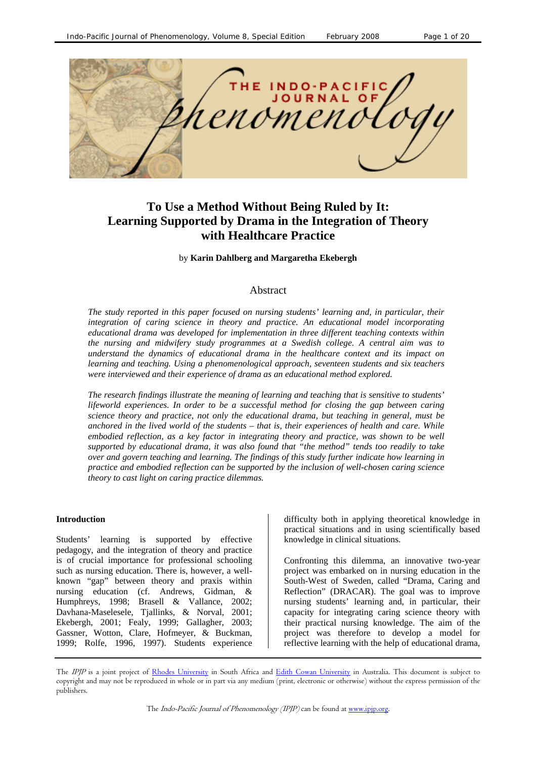# To Use a Method Without Being Ruled by It: Learning Supported by Drama in the Integration of Theory with Healthcare Practice

by **Karin Dahlberg and Margaretha Ekebergh**

## Abstract

*The study reported in this paper focused on nursing students' learning and, in particular, their integration of caring science in theory and practice. An educational model incorporating educational drama was developed for implementation in three different teaching contexts within the nursing and midwifery study programmes at a Swedish college. A central aim was to understand the dynamics of educational drama in the healthcare context and its impact on learning and teaching. Using a phenomenological approach, seventeen students and six teachers were interviewed and their experience of drama as an educational method explored.*

*The research findings illustrate the meaning of learning and teaching that is sensitive to students' lifeworld experiences. In order to be a successful method for closing the gap between caring science theory and practice, not only the educational drama, but teaching in general, must be anchored in the lived world of the students – that is, their experiences of health and care. While embodied reflection, as a key factor in integrating theory and practice, was shown to be well supported by educational drama, it was also found that "the method" tends too readily to take over and govern teaching and learning. The findings of this study further indicate how learning in practice and embodied reflection can be supported by the inclusion of well-chosen caring science theory to cast light on caring practice dilemmas.*

### Introduction

Students' learning is supported by effective pedagogy, and the integration of theory and practice is of crucial importance for professional schooling such as nursing education. There is, however, a well-known "gap" between theory and praxis within nursing education (cf. Andrews, Gidman, & Humphreys, 1998; Brasell & Vallance, 2002; Davhana-Maselesele, Tjallinks, & Norval, 2001; Ekebergh, 2001; Fealy, 1999; Gallagher, 2003; Gassner, Wotton, Clare, Hofmeyer, & Buckman, 1999; Rolfe, 1996, 1997). Students experience difficulty both in applying theoretical knowledge in practical situations and in using scientifically based knowledge in clinical situations.

Confronting this dilemma, an innovative two-year project was embarked on in nursing education in the South-West of Sweden, called "Drama, Caring and Reflection" (DRACAR). The goal was to improve nursing students' learning and, in particular, their capacity for integrating caring science theory with their practical nursing knowledge. The aim of the project was therefore to develop a model for reflective learning with the help of educational drama,

The *IPJP* is a joint project of Rhodes University in South Africa and Edith Cowan University in Australia. This document is subject to copyright and may not be reproduced in whole or in part via any medium (print, electronic or otherwise) without the express permission of the publishers.

The *Indo-Pacific Journal of Phenomenology (IPJP)* can be found at www.ipjp.org.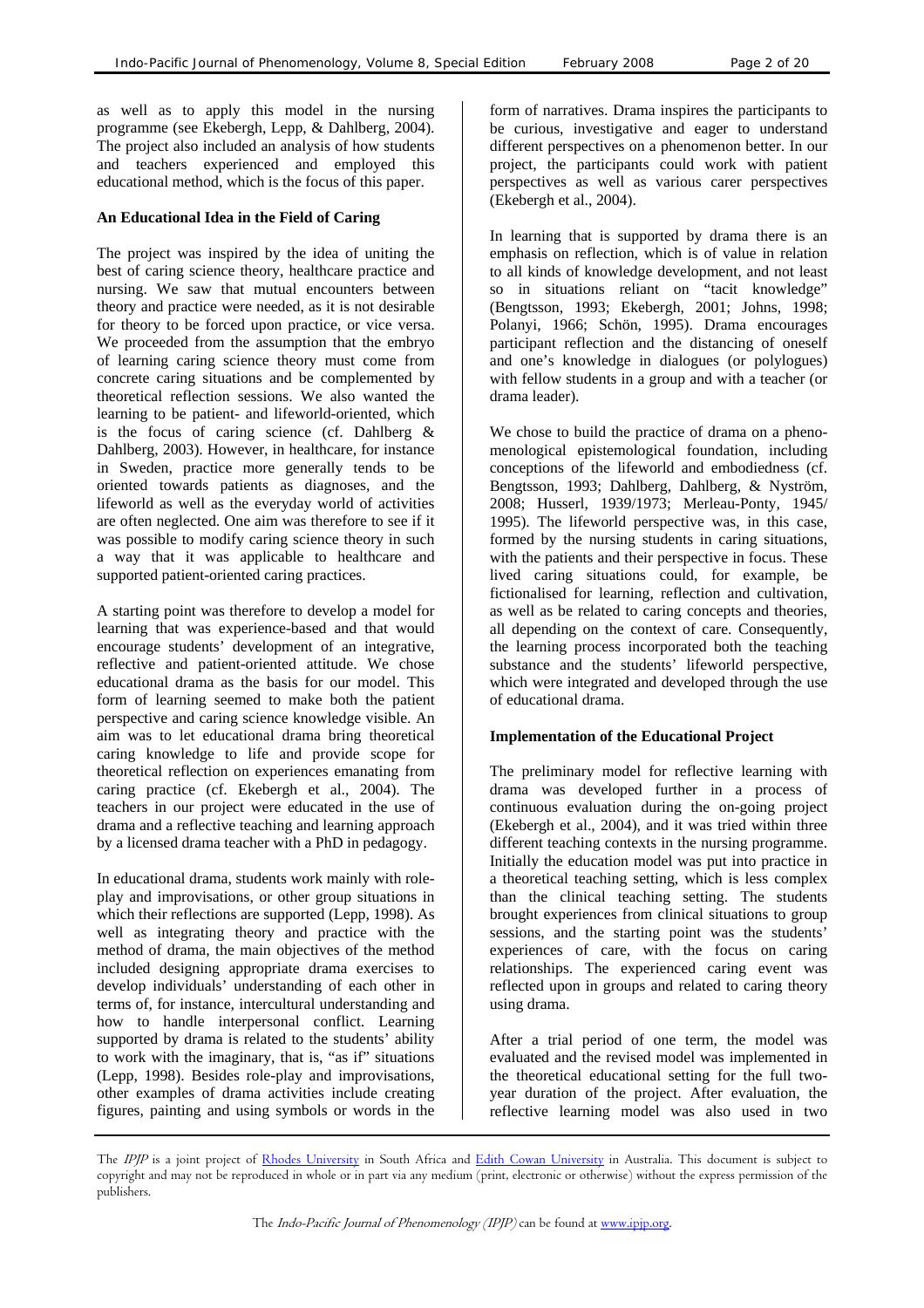as well as to apply this model in the nursing programme (see Ekebergh, Lepp, & Dahlberg, 2004). The project also included an analysis of how students and teachers experienced and employed this educational method, which is the focus of this paper.

**An Educational Idea in the Field of Caring**

The project was inspired by the idea of uniting the best of caring science theory, healthcare practice and nursing. We saw that mutual encounters between theory and practice were needed, as it is not desirable for theory to be forced upon practice, or vice versa. We proceeded from the assumption that the embryo of learning caring science theory must come from concrete caring situations and be complemented by theoretical reflection sessions. We also wanted the learning to be patient- and lifeworld-oriented, which is the focus of caring science (cf. Dahlberg & Dahlberg, 2003). However, in healthcare, for instance in Sweden, practice more generally tends to be oriented towards patients as diagnoses, and the lifeworld as well as the everyday world of activities are often neglected. One aim was therefore to see if it was possible to modify caring science theory in such a way that it was applicable to healthcare and supported patient-oriented caring practices.

A starting point was therefore to develop a model for learning that was experience-based and that would encourage students' development of an integrative, reflective and patient-oriented attitude. We chose educational drama as the basis for our model. This form of learning seemed to make both the patient perspective and caring science knowledge visible. An aim was to let educational drama bring theoretical caring knowledge to life and provide scope for theoretical reflection on experiences emanating from caring practice (cf. Ekebergh et al., 2004). The teachers in our project were educated in the use of drama and a reflective teaching and learning approach by a licensed drama teacher with a PhD in pedagogy.

In educational drama, students work mainly with role-play and improvisations, or other group situations in which their reflections are supported (Lepp, 1998). As well as integrating theory and practice with the method of drama, the main objectives of the method included designing appropriate drama exercises to develop individuals' understanding of each other in terms of, for instance, intercultural understanding and how to handle interpersonal conflict. Learning supported by drama is related to the students' ability to work with the imaginary, that is, "as if" situations (Lepp, 1998). Besides role-play and improvisations, other examples of drama activities include creating figures, painting and using symbols or words in the form of narratives. Drama inspires the participants to be curious, investigative and eager to understand different perspectives on a phenomenon better. In our project, the participants could work with patient perspectives as well as various carer perspectives (Ekebergh et al., 2004).

In learning that is supported by drama there is an emphasis on reflection, which is of value in relation to all kinds of knowledge development, and not least so in situations reliant on "tacit knowledge" (Bengtsson, 1993; Ekebergh, 2001; Johns, 1998; Polanyi, 1966; Schön, 1995). Drama encourages participant reflection and the distancing of oneself and one's knowledge in dialogues (or polylogues) with fellow students in a group and with a teacher (or drama leader).

We chose to build the practice of drama on a phenomenological epistemological foundation, including conceptions of the lifeworld and embodiedness (cf. Bengtsson, 1993; Dahlberg, Dahlberg, & Nyström, 2008; Husserl, 1939/1973; Merleau-Ponty, 1945/1995). The lifeworld perspective was, in this case, formed by the nursing students in caring situations, with the patients and their perspective in focus. These lived caring situations could, for example, be fictionalised for learning, reflection and cultivation, as well as be related to caring concepts and theories, all depending on the context of care. Consequently, the learning process incorporated both the teaching substance and the students' lifeworld perspective, which were integrated and developed through the use of educational drama.

**Implementation of the Educational Project**

The preliminary model for reflective learning with drama was developed further in a process of continuous evaluation during the on-going project (Ekebergh et al., 2004), and it was tried within three different teaching contexts in the nursing programme. Initially the education model was put into practice in a theoretical teaching setting, which is less complex than the clinical teaching setting. The students brought experiences from clinical situations to group sessions, and the starting point was the students' experiences of care, with the focus on caring relationships. The experienced caring event was reflected upon in groups and related to caring theory using drama.

After a trial period of one term, the model was evaluated and the revised model was implemented in the theoretical educational setting for the full two-year duration of the project. After evaluation, the reflective learning model was also used in two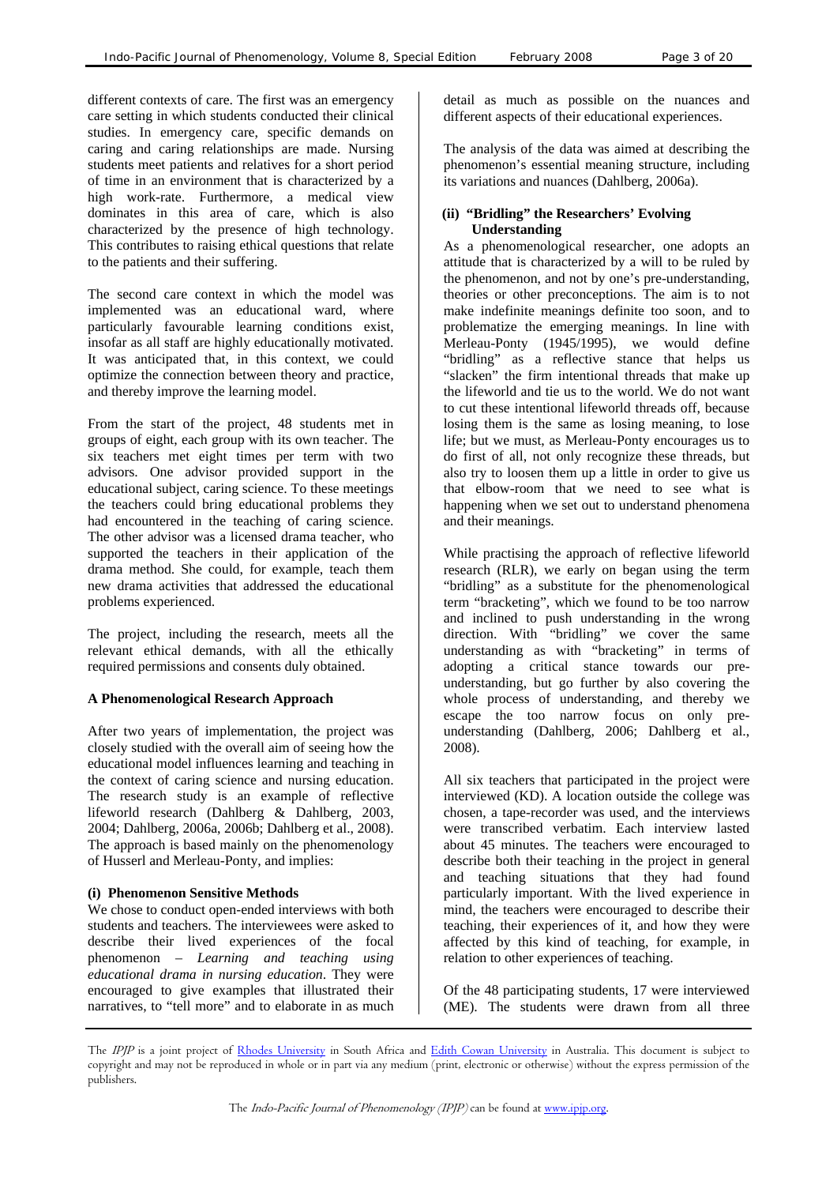different contexts of care. The first was an emergency care setting in which students conducted their clinical studies. In emergency care, specific demands on caring and caring relationships are made. Nursing students meet patients and relatives for a short period of time in an environment that is characterized by a high work-rate. Furthermore, a medical view dominates in this area of care, which is also characterized by the presence of high technology. This contributes to raising ethical questions that relate to the patients and their suffering.

The second care context in which the model was implemented was an educational ward, where particularly favourable learning conditions exist, insofar as all staff are highly educationally motivated. It was anticipated that, in this context, we could optimize the connection between theory and practice, and thereby improve the learning model.

From the start of the project, 48 students met in groups of eight, each group with its own teacher. The six teachers met eight times per term with two advisors. One advisor provided support in the educational subject, caring science. To these meetings the teachers could bring educational problems they had encountered in the teaching of caring science. The other advisor was a licensed drama teacher, who supported the teachers in their application of the drama method. She could, for example, teach them new drama activities that addressed the educational problems experienced.

The project, including the research, meets all the relevant ethical demands, with all the ethically required permissions and consents duly obtained.

## A Phenomenological Research Approach

After two years of implementation, the project was closely studied with the overall aim of seeing how the educational model influences learning and teaching in the context of caring science and nursing education. The research study is an example of reflective lifeworld research (Dahlberg & Dahlberg, 2003, 2004; Dahlberg, 2006a, 2006b; Dahlberg et al., 2008). The approach is based mainly on the phenomenology of Husserl and Merleau-Ponty, and implies:

### (i) Phenomenon Sensitive Methods

We chose to conduct open-ended interviews with both students and teachers. The interviewees were asked to describe their lived experiences of the focal phenomenon – *Learning and teaching using educational drama in nursing education*. They were encouraged to give examples that illustrated their narratives, to "tell more" and to elaborate in as much detail as much as possible on the nuances and different aspects of their educational experiences.

The analysis of the data was aimed at describing the phenomenon's essential meaning structure, including its variations and nuances (Dahlberg, 2006a).

### (ii) "Bridling" the Researchers' Evolving Understanding

As a phenomenological researcher, one adopts an attitude that is characterized by a will to be ruled by the phenomenon, and not by one's pre-understanding, theories or other preconceptions. The aim is to not make indefinite meanings definite too soon, and to problematize the emerging meanings. In line with Merleau-Ponty (1945/1995), we would define "bridling" as a reflective stance that helps us "slacken" the firm intentional threads that make up the lifeworld and tie us to the world. We do not want to cut these intentional lifeworld threads off, because losing them is the same as losing meaning, to lose life; but we must, as Merleau-Ponty encourages us to do first of all, not only recognize these threads, but also try to loosen them up a little in order to give us that elbow-room that we need to see what is happening when we set out to understand phenomena and their meanings.

While practising the approach of reflective lifeworld research (RLR), we early on began using the term "bridling" as a substitute for the phenomenological term "bracketing", which we found to be too narrow and inclined to push understanding in the wrong direction. With "bridling" we cover the same understanding as with "bracketing" in terms of adopting a critical stance towards our pre-understanding, but go further by also covering the whole process of understanding, and thereby we escape the too narrow focus on only pre-understanding (Dahlberg, 2006; Dahlberg et al., 2008).

All six teachers that participated in the project were interviewed (KD). A location outside the college was chosen, a tape-recorder was used, and the interviews were transcribed verbatim. Each interview lasted about 45 minutes. The teachers were encouraged to describe both their teaching in the project in general and teaching situations that they had found particularly important. With the lived experience in mind, the teachers were encouraged to describe their teaching, their experiences of it, and how they were affected by this kind of teaching, for example, in relation to other experiences of teaching.

Of the 48 participating students, 17 were interviewed (ME). The students were drawn from all three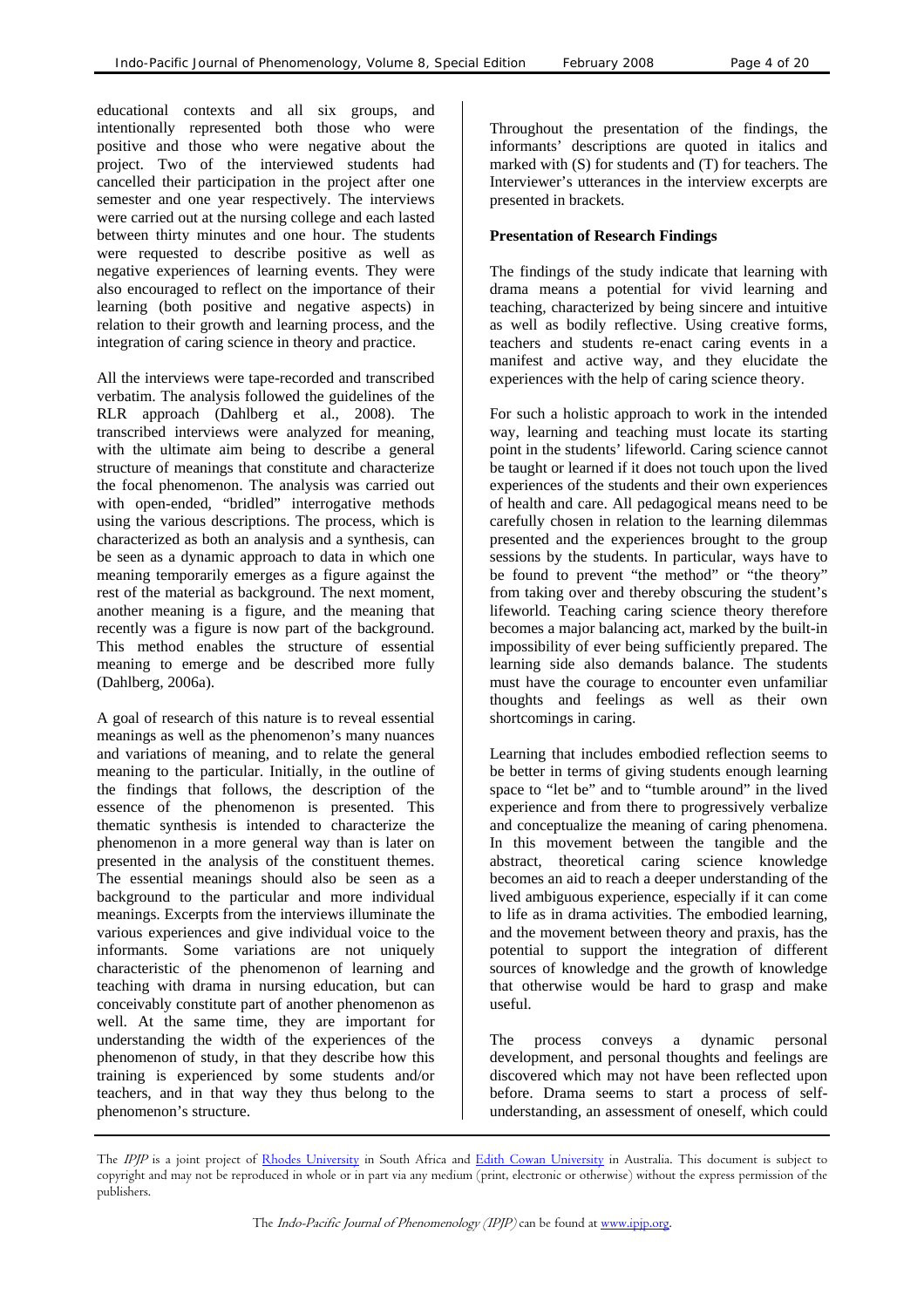educational contexts and all six groups, and intentionally represented both those who were positive and those who were negative about the project. Two of the interviewed students had cancelled their participation in the project after one semester and one year respectively. The interviews were carried out at the nursing college and each lasted between thirty minutes and one hour. The students were requested to describe positive as well as negative experiences of learning events. They were also encouraged to reflect on the importance of their learning (both positive and negative aspects) in relation to their growth and learning process, and the integration of caring science in theory and practice.

All the interviews were tape-recorded and transcribed verbatim. The analysis followed the guidelines of the RLR approach (Dahlberg et al., 2008). The transcribed interviews were analyzed for meaning, with the ultimate aim being to describe a general structure of meanings that constitute and characterize the focal phenomenon. The analysis was carried out with open-ended, "bridled" interrogative methods using the various descriptions. The process, which is characterized as both an analysis and a synthesis, can be seen as a dynamic approach to data in which one meaning temporarily emerges as a figure against the rest of the material as background. The next moment, another meaning is a figure, and the meaning that recently was a figure is now part of the background. This method enables the structure of essential meaning to emerge and be described more fully (Dahlberg, 2006a).

A goal of research of this nature is to reveal essential meanings as well as the phenomenon's many nuances and variations of meaning, and to relate the general meaning to the particular. Initially, in the outline of the findings that follows, the description of the essence of the phenomenon is presented. This thematic synthesis is intended to characterize the phenomenon in a more general way than is later on presented in the analysis of the constituent themes. The essential meanings should also be seen as a background to the particular and more individual meanings. Excerpts from the interviews illuminate the various experiences and give individual voice to the informants. Some variations are not uniquely characteristic of the phenomenon of learning and teaching with drama in nursing education, but can conceivably constitute part of another phenomenon as well. At the same time, they are important for understanding the width of the experiences of the phenomenon of study, in that they describe how this training is experienced by some students and/or teachers, and in that way they thus belong to the phenomenon's structure.

Throughout the presentation of the findings, the informants' descriptions are quoted in italics and marked with (S) for students and (T) for teachers. The Interviewer's utterances in the interview excerpts are presented in brackets.

**Presentation of Research Findings**

The findings of the study indicate that learning with drama means a potential for vivid learning and teaching, characterized by being sincere and intuitive as well as bodily reflective. Using creative forms, teachers and students re-enact caring events in a manifest and active way, and they elucidate the experiences with the help of caring science theory.

For such a holistic approach to work in the intended way, learning and teaching must locate its starting point in the students' lifeworld. Caring science cannot be taught or learned if it does not touch upon the lived experiences of the students and their own experiences of health and care. All pedagogical means need to be carefully chosen in relation to the learning dilemmas presented and the experiences brought to the group sessions by the students. In particular, ways have to be found to prevent "the method" or "the theory" from taking over and thereby obscuring the student's lifeworld. Teaching caring science theory therefore becomes a major balancing act, marked by the built-in impossibility of ever being sufficiently prepared. The learning side also demands balance. The students must have the courage to encounter even unfamiliar thoughts and feelings as well as their own shortcomings in caring.

Learning that includes embodied reflection seems to be better in terms of giving students enough learning space to "let be" and to "tumble around" in the lived experience and from there to progressively verbalize and conceptualize the meaning of caring phenomena. In this movement between the tangible and the abstract, theoretical caring science knowledge becomes an aid to reach a deeper understanding of the lived ambiguous experience, especially if it can come to life as in drama activities. The embodied learning, and the movement between theory and praxis, has the potential to support the integration of different sources of knowledge and the growth of knowledge that otherwise would be hard to grasp and make useful.

The process conveys a dynamic personal development, and personal thoughts and feelings are discovered which may not have been reflected upon before. Drama seems to start a process of self-understanding, an assessment of oneself, which could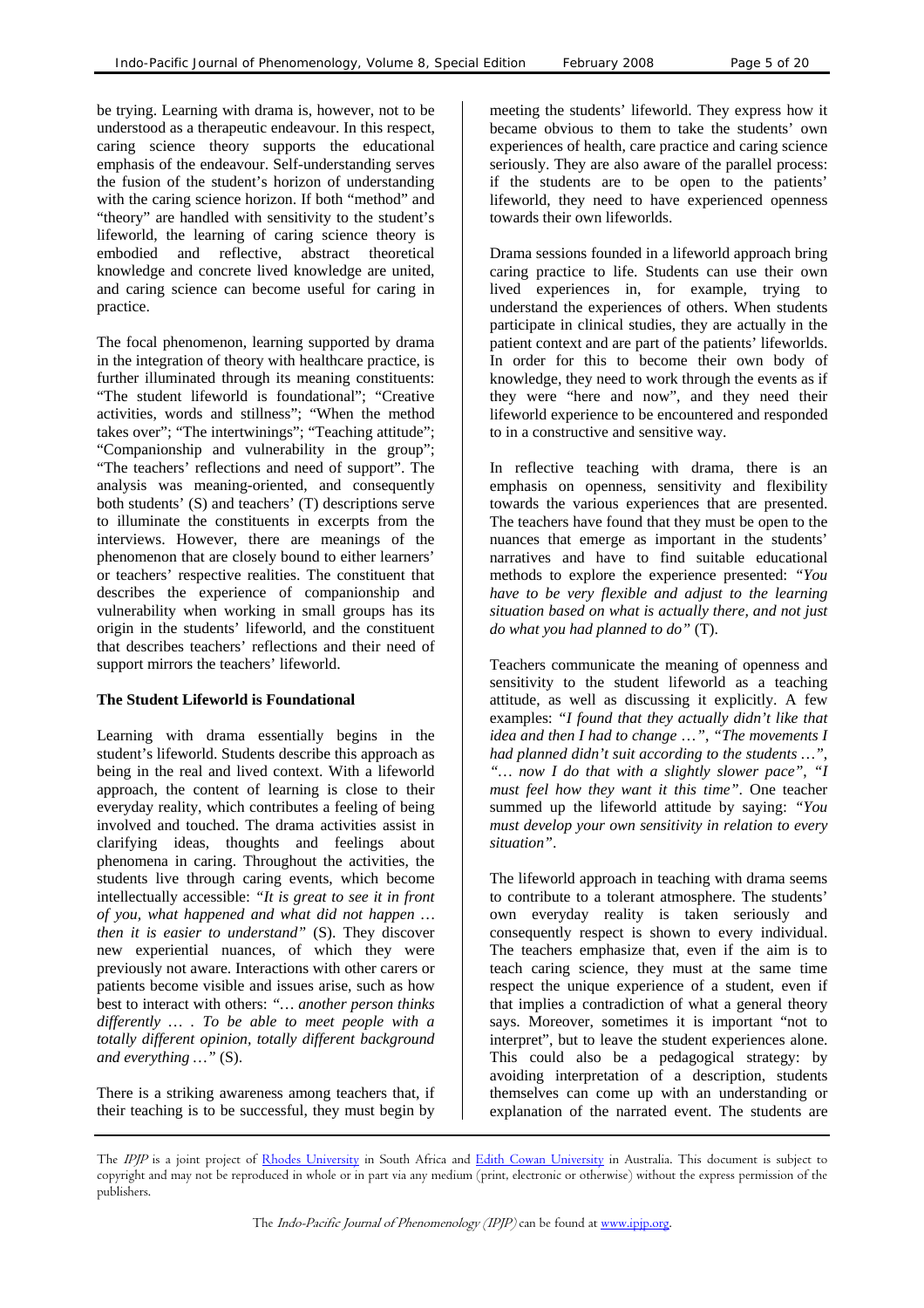be trying. Learning with drama is, however, not to be understood as a therapeutic endeavour. In this respect, caring science theory supports the educational emphasis of the endeavour. Self-understanding serves the fusion of the student's horizon of understanding with the caring science horizon. If both "method" and "theory" are handled with sensitivity to the student's lifeworld, the learning of caring science theory is embodied and reflective, abstract theoretical knowledge and concrete lived knowledge are united, and caring science can become useful for caring in practice.

The focal phenomenon, learning supported by drama in the integration of theory with healthcare practice, is further illuminated through its meaning constituents: "The student lifeworld is foundational"; "Creative activities, words and stillness"; "When the method takes over"; "The intertwinings"; "Teaching attitude"; "Companionship and vulnerability in the group"; "The teachers' reflections and need of support". The analysis was meaning-oriented, and consequently both students' (S) and teachers' (T) descriptions serve to illuminate the constituents in excerpts from the interviews. However, there are meanings of the phenomenon that are closely bound to either learners' or teachers' respective realities. The constituent that describes the experience of companionship and vulnerability when working in small groups has its origin in the students' lifeworld, and the constituent that describes teachers' reflections and their need of support mirrors the teachers' lifeworld.

**The Student Lifeworld is Foundational**

Learning with drama essentially begins in the student's lifeworld. Students describe this approach as being in the real and lived context. With a lifeworld approach, the content of learning is close to their everyday reality, which contributes a feeling of being involved and touched. The drama activities assist in clarifying ideas, thoughts and feelings about phenomena in caring. Throughout the activities, the students live through caring events, which become intellectually accessible: *"It is great to see it in front of you, what happened and what did not happen … then it is easier to understand"* (S). They discover new experiential nuances, of which they were previously not aware. Interactions with other carers or patients become visible and issues arise, such as how best to interact with others: *"… another person thinks differently … . To be able to meet people with a totally different opinion, totally different background and everything …"* (S).

There is a striking awareness among teachers that, if their teaching is to be successful, they must begin by meeting the students' lifeworld. They express how it became obvious to them to take the students' own experiences of health, care practice and caring science seriously. They are also aware of the parallel process: if the students are to be open to the patients' lifeworld, they need to have experienced openness towards their own lifeworlds.

Drama sessions founded in a lifeworld approach bring caring practice to life. Students can use their own lived experiences in, for example, trying to understand the experiences of others. When students participate in clinical studies, they are actually in the patient context and are part of the patients' lifeworlds. In order for this to become their own body of knowledge, they need to work through the events as if they were "here and now", and they need their lifeworld experience to be encountered and responded to in a constructive and sensitive way.

In reflective teaching with drama, there is an emphasis on openness, sensitivity and flexibility towards the various experiences that are presented. The teachers have found that they must be open to the nuances that emerge as important in the students' narratives and have to find suitable educational methods to explore the experience presented: *"You have to be very flexible and adjust to the learning situation based on what is actually there, and not just do what you had planned to do"* (T).

Teachers communicate the meaning of openness and sensitivity to the student lifeworld as a teaching attitude, as well as discussing it explicitly. A few examples: *"I found that they actually didn't like that idea and then I had to change …"*, *"The movements I had planned didn't suit according to the students …"*, *"… now I do that with a slightly slower pace"*, *"I must feel how they want it this time"*. One teacher summed up the lifeworld attitude by saying: *"You must develop your own sensitivity in relation to every situation"*.

The lifeworld approach in teaching with drama seems to contribute to a tolerant atmosphere. The students' own everyday reality is taken seriously and consequently respect is shown to every individual. The teachers emphasize that, even if the aim is to teach caring science, they must at the same time respect the unique experience of a student, even if that implies a contradiction of what a general theory says. Moreover, sometimes it is important "not to interpret", but to leave the student experiences alone. This could also be a pedagogical strategy: by avoiding interpretation of a description, students themselves can come up with an understanding or explanation of the narrated event. The students are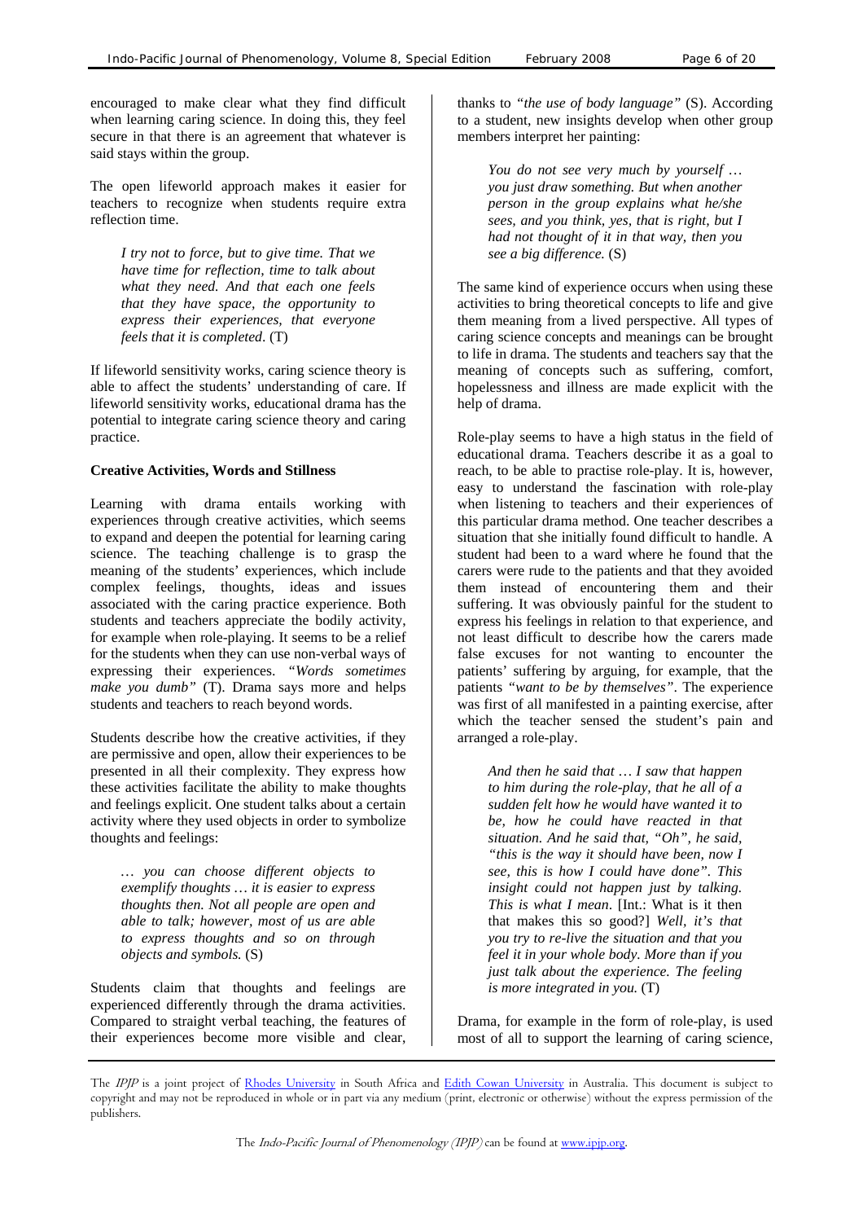encouraged to make clear what they find difficult when learning caring science. In doing this, they feel secure in that there is an agreement that whatever is said stays within the group.

The open lifeworld approach makes it easier for teachers to recognize when students require extra reflection time.

> *I try not to force, but to give time. That we have time for reflection, time to talk about what they need. And that each one feels that they have space, the opportunity to express their experiences, that everyone feels that it is completed*. (T)

If lifeworld sensitivity works, caring science theory is able to affect the students' understanding of care. If lifeworld sensitivity works, educational drama has the potential to integrate caring science theory and caring practice.

**Creative Activities, Words and Stillness**

Learning with drama entails working with experiences through creative activities, which seems to expand and deepen the potential for learning caring science. The teaching challenge is to grasp the meaning of the students' experiences, which include complex feelings, thoughts, ideas and issues associated with the caring practice experience. Both students and teachers appreciate the bodily activity, for example when role-playing. It seems to be a relief for the students when they can use non-verbal ways of expressing their experiences. *"Words sometimes make you dumb"* (T). Drama says more and helps students and teachers to reach beyond words.

Students describe how the creative activities, if they are permissive and open, allow their experiences to be presented in all their complexity. They express how these activities facilitate the ability to make thoughts and feelings explicit. One student talks about a certain activity where they used objects in order to symbolize thoughts and feelings:

> *… you can choose different objects to exemplify thoughts … it is easier to express thoughts then. Not all people are open and able to talk; however, most of us are able to express thoughts and so on through objects and symbols.* (S)

Students claim that thoughts and feelings are experienced differently through the drama activities. Compared to straight verbal teaching, the features of their experiences become more visible and clear, thanks to *"the use of body language"* (S). According to a student, new insights develop when other group members interpret her painting:

> *You do not see very much by yourself … you just draw something. But when another person in the group explains what he/she sees, and you think, yes, that is right, but I had not thought of it in that way, then you see a big difference.* (S)

The same kind of experience occurs when using these activities to bring theoretical concepts to life and give them meaning from a lived perspective. All types of caring science concepts and meanings can be brought to life in drama. The students and teachers say that the meaning of concepts such as suffering, comfort, hopelessness and illness are made explicit with the help of drama.

Role-play seems to have a high status in the field of educational drama. Teachers describe it as a goal to reach, to be able to practise role-play. It is, however, easy to understand the fascination with role-play when listening to teachers and their experiences of this particular drama method. One teacher describes a situation that she initially found difficult to handle. A student had been to a ward where he found that the carers were rude to the patients and that they avoided them instead of encountering them and their suffering. It was obviously painful for the student to express his feelings in relation to that experience, and not least difficult to describe how the carers made false excuses for not wanting to encounter the patients' suffering by arguing, for example, that the patients *"want to be by themselves"*. The experience was first of all manifested in a painting exercise, after which the teacher sensed the student's pain and arranged a role-play.

> *And then he said that … I saw that happen to him during the role-play, that he all of a sudden felt how he would have wanted it to be, how he could have reacted in that situation. And he said that, "Oh", he said, "this is the way it should have been, now I see, this is how I could have done". This insight could not happen just by talking. This is what I mean*. [Int.: What is it then that makes this so good?] *Well, it's that you try to re-live the situation and that you feel it in your whole body. More than if you just talk about the experience. The feeling is more integrated in you.* (T)

Drama, for example in the form of role-play, is used most of all to support the learning of caring science,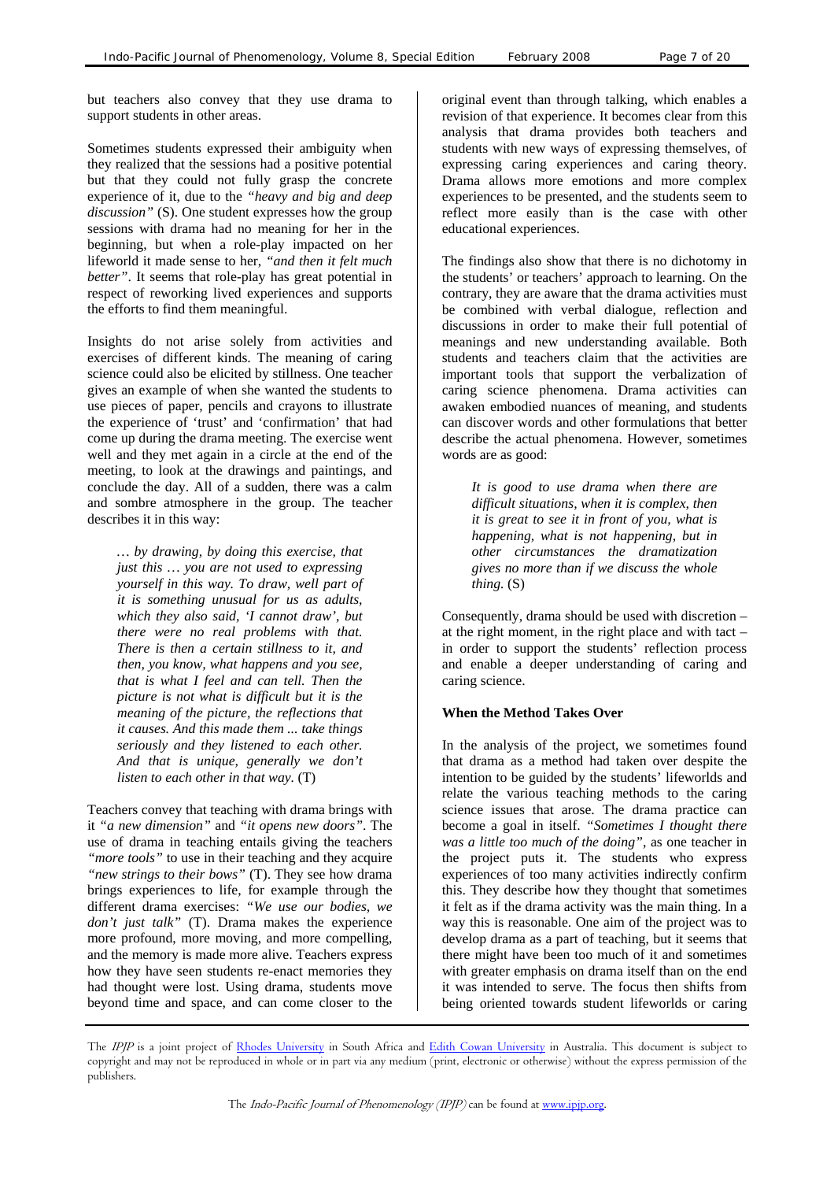but teachers also convey that they use drama to support students in other areas.

Sometimes students expressed their ambiguity when they realized that the sessions had a positive potential but that they could not fully grasp the concrete experience of it, due to the *"heavy and big and deep discussion"* (S). One student expresses how the group sessions with drama had no meaning for her in the beginning, but when a role-play impacted on her lifeworld it made sense to her, *"and then it felt much better"*. It seems that role-play has great potential in respect of reworking lived experiences and supports the efforts to find them meaningful.

Insights do not arise solely from activities and exercises of different kinds. The meaning of caring science could also be elicited by stillness. One teacher gives an example of when she wanted the students to use pieces of paper, pencils and crayons to illustrate the experience of 'trust' and 'confirmation' that had come up during the drama meeting. The exercise went well and they met again in a circle at the end of the meeting, to look at the drawings and paintings, and conclude the day. All of a sudden, there was a calm and sombre atmosphere in the group. The teacher describes it in this way:

> *… by drawing, by doing this exercise, that just this … you are not used to expressing yourself in this way. To draw, well part of it is something unusual for us as adults, which they also said, 'I cannot draw', but there were no real problems with that. There is then a certain stillness to it, and then, you know, what happens and you see, that is what I feel and can tell. Then the picture is not what is difficult but it is the meaning of the picture, the reflections that it causes. And this made them ... take things seriously and they listened to each other. And that is unique, generally we don't listen to each other in that way.* (T)

Teachers convey that teaching with drama brings with it *"a new dimension"* and *"it opens new doors"*. The use of drama in teaching entails giving the teachers *"more tools"* to use in their teaching and they acquire *"new strings to their bows"* (T). They see how drama brings experiences to life, for example through the different drama exercises: *"We use our bodies, we don't just talk"* (T). Drama makes the experience more profound, more moving, and more compelling, and the memory is made more alive. Teachers express how they have seen students re-enact memories they had thought were lost. Using drama, students move beyond time and space, and can come closer to the original event than through talking, which enables a revision of that experience. It becomes clear from this analysis that drama provides both teachers and students with new ways of expressing themselves, of expressing caring experiences and caring theory. Drama allows more emotions and more complex experiences to be presented, and the students seem to reflect more easily than is the case with other educational experiences.

The findings also show that there is no dichotomy in the students' or teachers' approach to learning. On the contrary, they are aware that the drama activities must be combined with verbal dialogue, reflection and discussions in order to make their full potential of meanings and new understanding available. Both students and teachers claim that the activities are important tools that support the verbalization of caring science phenomena. Drama activities can awaken embodied nuances of meaning, and students can discover words and other formulations that better describe the actual phenomena. However, sometimes words are as good:

> *It is good to use drama when there are difficult situations, when it is complex, then it is great to see it in front of you, what is happening, what is not happening, but in other circumstances the dramatization gives no more than if we discuss the whole thing.* (S)

Consequently, drama should be used with discretion – at the right moment, in the right place and with tact – in order to support the students' reflection process and enable a deeper understanding of caring and caring science.

**When the Method Takes Over**

In the analysis of the project, we sometimes found that drama as a method had taken over despite the intention to be guided by the students' lifeworlds and relate the various teaching methods to the caring science issues that arose. The drama practice can become a goal in itself. *"Sometimes I thought there was a little too much of the doing"*, as one teacher in the project puts it. The students who express experiences of too many activities indirectly confirm this. They describe how they thought that sometimes it felt as if the drama activity was the main thing. In a way this is reasonable. One aim of the project was to develop drama as a part of teaching, but it seems that there might have been too much of it and sometimes with greater emphasis on drama itself than on the end it was intended to serve. The focus then shifts from being oriented towards student lifeworlds or caring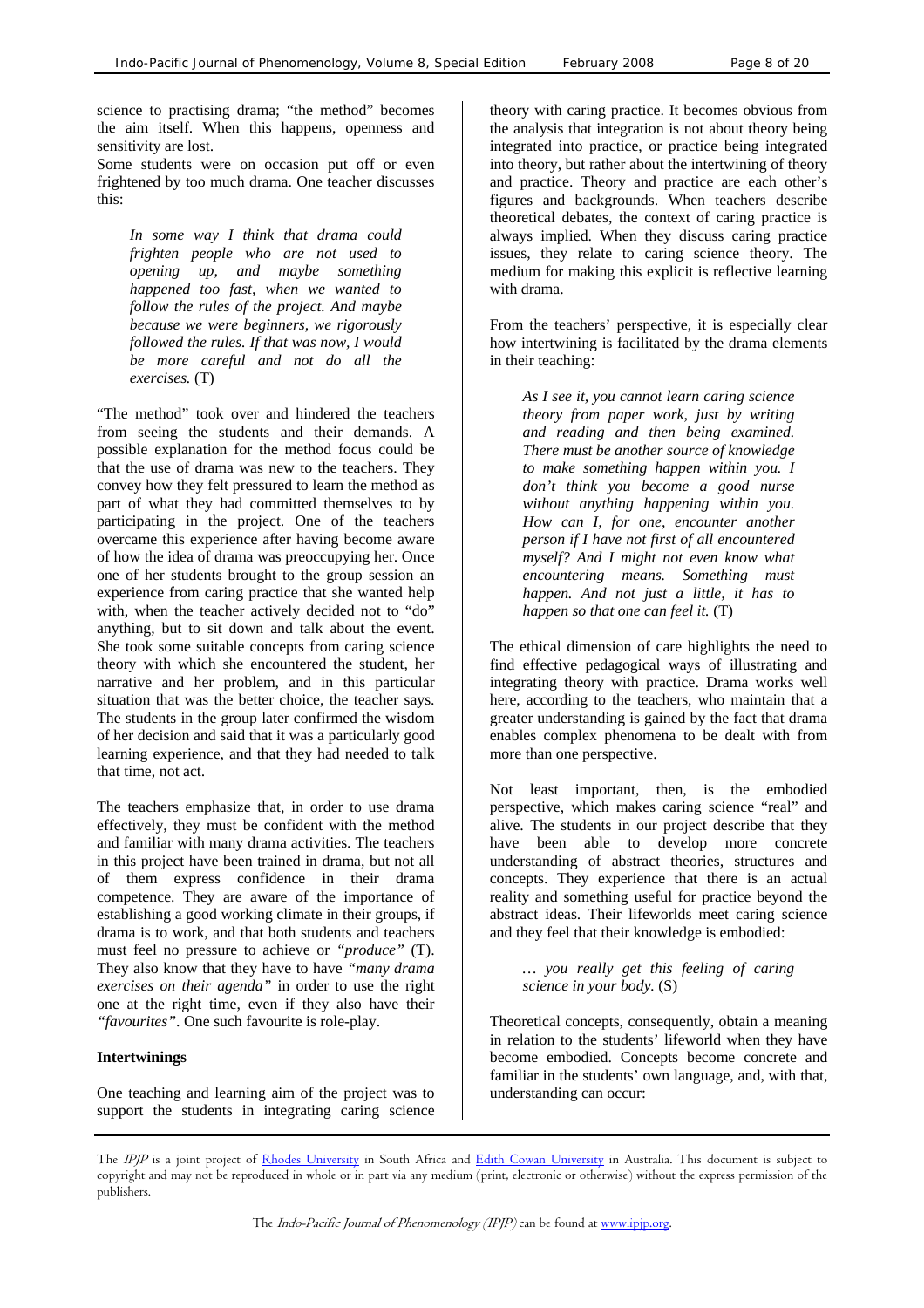science to practising drama; "the method" becomes the aim itself. When this happens, openness and sensitivity are lost.

Some students were on occasion put off or even frightened by too much drama. One teacher discusses this:

> *In some way I think that drama could frighten people who are not used to opening up, and maybe something happened too fast, when we wanted to follow the rules of the project. And maybe because we were beginners, we rigorously followed the rules. If that was now, I would be more careful and not do all the exercises.* (T)

"The method" took over and hindered the teachers from seeing the students and their demands. A possible explanation for the method focus could be that the use of drama was new to the teachers. They convey how they felt pressured to learn the method as part of what they had committed themselves to by participating in the project. One of the teachers overcame this experience after having become aware of how the idea of drama was preoccupying her. Once one of her students brought to the group session an experience from caring practice that she wanted help with, when the teacher actively decided not to "do" anything, but to sit down and talk about the event. She took some suitable concepts from caring science theory with which she encountered the student, her narrative and her problem, and in this particular situation that was the better choice, the teacher says. The students in the group later confirmed the wisdom of her decision and said that it was a particularly good learning experience, and that they had needed to talk that time, not act.

The teachers emphasize that, in order to use drama effectively, they must be confident with the method and familiar with many drama activities. The teachers in this project have been trained in drama, but not all of them express confidence in their drama competence. They are aware of the importance of establishing a good working climate in their groups, if drama is to work, and that both students and teachers must feel no pressure to achieve or *"produce"* (T). They also know that they have to have *"many drama exercises on their agenda"* in order to use the right one at the right time, even if they also have their *"favourites"*. One such favourite is role-play.

**Intertwinings**

One teaching and learning aim of the project was to support the students in integrating caring science theory with caring practice. It becomes obvious from the analysis that integration is not about theory being integrated into practice, or practice being integrated into theory, but rather about the intertwining of theory and practice. Theory and practice are each other's figures and backgrounds. When teachers describe theoretical debates, the context of caring practice is always implied. When they discuss caring practice issues, they relate to caring science theory. The medium for making this explicit is reflective learning with drama.

From the teachers' perspective, it is especially clear how intertwining is facilitated by the drama elements in their teaching:

> *As I see it, you cannot learn caring science theory from paper work, just by writing and reading and then being examined. There must be another source of knowledge to make something happen within you. I don't think you become a good nurse without anything happening within you. How can I, for one, encounter another person if I have not first of all encountered myself? And I might not even know what encountering means. Something must happen. And not just a little, it has to happen so that one can feel it.* (T)

The ethical dimension of care highlights the need to find effective pedagogical ways of illustrating and integrating theory with practice. Drama works well here, according to the teachers, who maintain that a greater understanding is gained by the fact that drama enables complex phenomena to be dealt with from more than one perspective.

Not least important, then, is the embodied perspective, which makes caring science "real" and alive. The students in our project describe that they have been able to develop more concrete understanding of abstract theories, structures and concepts. They experience that there is an actual reality and something useful for practice beyond the abstract ideas. Their lifeworlds meet caring science and they feel that their knowledge is embodied:

> *… you really get this feeling of caring science in your body.* (S)

Theoretical concepts, consequently, obtain a meaning in relation to the students' lifeworld when they have become embodied. Concepts become concrete and familiar in the students' own language, and, with that, understanding can occur: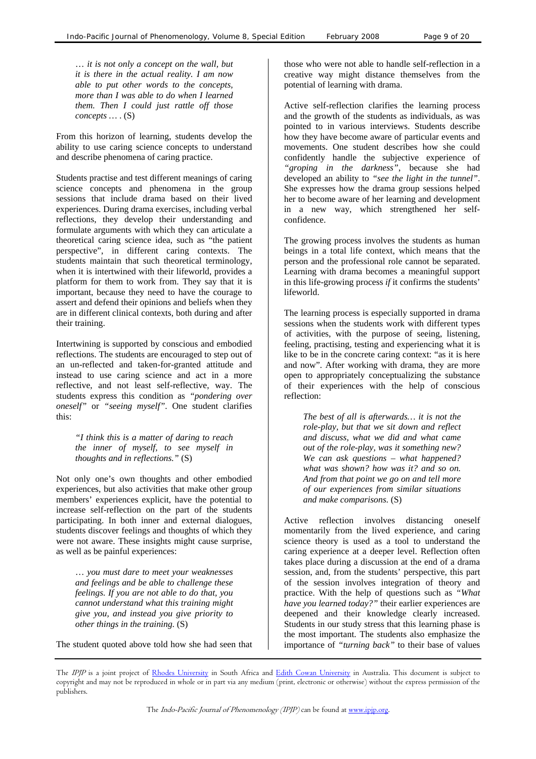*… it is not only a concept on the wall, but it is there in the actual reality. I am now able to put other words to the concepts, more than I was able to do when I learned them. Then I could just rattle off those concepts …* . (S)

From this horizon of learning, students develop the ability to use caring science concepts to understand and describe phenomena of caring practice.

Students practise and test different meanings of caring science concepts and phenomena in the group sessions that include drama based on their lived experiences. During drama exercises, including verbal reflections, they develop their understanding and formulate arguments with which they can articulate a theoretical caring science idea, such as "the patient perspective", in different caring contexts. The students maintain that such theoretical terminology, when it is intertwined with their lifeworld, provides a platform for them to work from. They say that it is important, because they need to have the courage to assert and defend their opinions and beliefs when they are in different clinical contexts, both during and after their training.

Intertwining is supported by conscious and embodied reflections. The students are encouraged to step out of an un-reflected and taken-for-granted attitude and instead to use caring science and act in a more reflective, and not least self-reflective, way. The students express this condition as *"pondering over oneself"* or *"seeing myself"*. One student clarifies this:

> *"I think this is a matter of daring to reach the inner of myself, to see myself in thoughts and in reflections."* (S)

Not only one's own thoughts and other embodied experiences, but also activities that make other group members' experiences explicit, have the potential to increase self-reflection on the part of the students participating. In both inner and external dialogues, students discover feelings and thoughts of which they were not aware. These insights might cause surprise, as well as be painful experiences:

> *… you must dare to meet your weaknesses and feelings and be able to challenge these feelings. If you are not able to do that, you cannot understand what this training might give you, and instead you give priority to other things in the training.* (S)

The student quoted above told how she had seen that those who were not able to handle self-reflection in a creative way might distance themselves from the potential of learning with drama.

Active self-reflection clarifies the learning process and the growth of the students as individuals, as was pointed to in various interviews. Students describe how they have become aware of particular events and movements. One student describes how she could confidently handle the subjective experience of *"groping in the darkness"*, because she had developed an ability to *"see the light in the tunnel"*. She expresses how the drama group sessions helped her to become aware of her learning and development in a new way, which strengthened her self-confidence.

The growing process involves the students as human beings in a total life context, which means that the person and the professional role cannot be separated. Learning with drama becomes a meaningful support in this life-growing process *if* it confirms the students' lifeworld.

The learning process is especially supported in drama sessions when the students work with different types of activities, with the purpose of seeing, listening, feeling, practising, testing and experiencing what it is like to be in the concrete caring context: "as it is here and now". After working with drama, they are more open to appropriately conceptualizing the substance of their experiences with the help of conscious reflection:

> *The best of all is afterwards… it is not the role-play, but that we sit down and reflect and discuss, what we did and what came out of the role-play, was it something new? We can ask questions – what happened? what was shown? how was it? and so on. And from that point we go on and tell more of our experiences from similar situations and make comparisons.* (S)

Active reflection involves distancing oneself momentarily from the lived experience, and caring science theory is used as a tool to understand the caring experience at a deeper level. Reflection often takes place during a discussion at the end of a drama session, and, from the students' perspective, this part of the session involves integration of theory and practice. With the help of questions such as *"What have you learned today?"* their earlier experiences are deepened and their knowledge clearly increased. Students in our study stress that this learning phase is the most important. The students also emphasize the importance of *"turning back"* to their base of values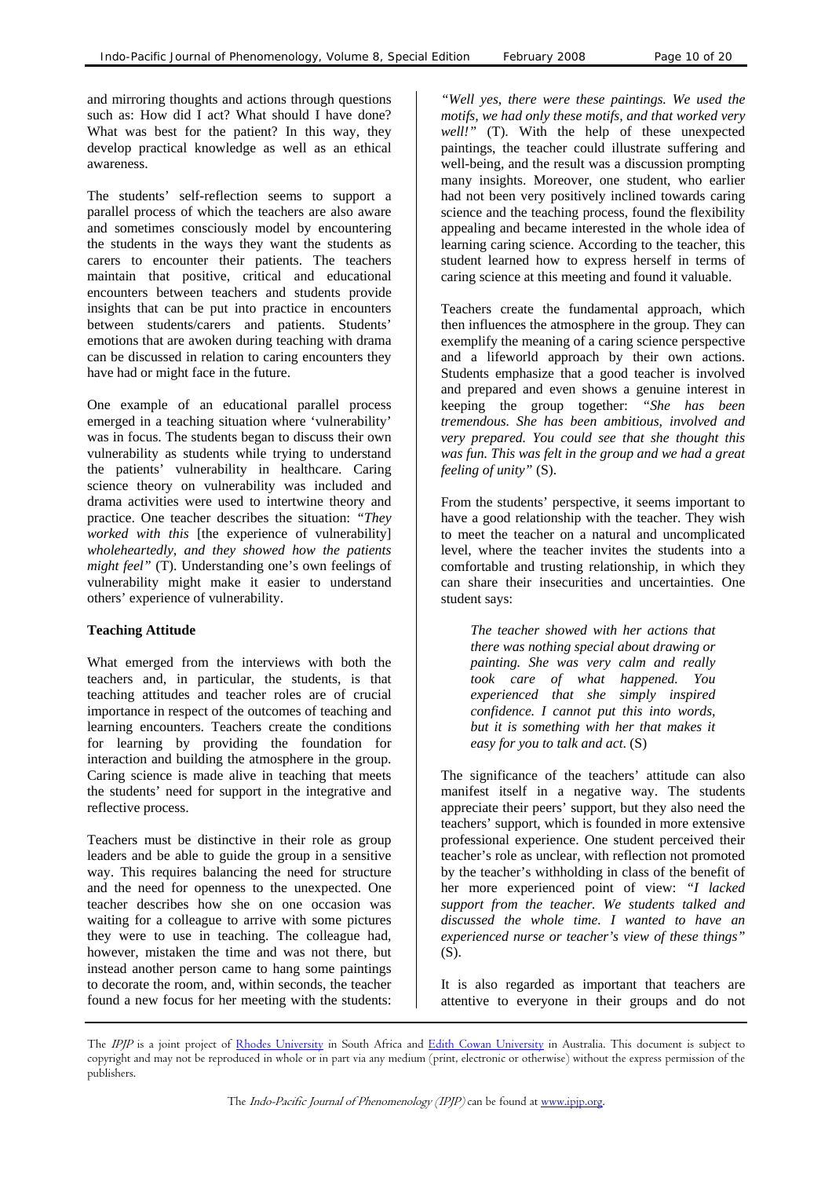and mirroring thoughts and actions through questions such as: How did I act? What should I have done? What was best for the patient? In this way, they develop practical knowledge as well as an ethical awareness.

The students' self-reflection seems to support a parallel process of which the teachers are also aware and sometimes consciously model by encountering the students in the ways they want the students as carers to encounter their patients. The teachers maintain that positive, critical and educational encounters between teachers and students provide insights that can be put into practice in encounters between students/carers and patients. Students' emotions that are awoken during teaching with drama can be discussed in relation to caring encounters they have had or might face in the future.

One example of an educational parallel process emerged in a teaching situation where 'vulnerability' was in focus. The students began to discuss their own vulnerability as students while trying to understand the patients' vulnerability in healthcare. Caring science theory on vulnerability was included and drama activities were used to intertwine theory and practice. One teacher describes the situation: *"They worked with this* [the experience of vulnerability] *wholeheartedly, and they showed how the patients might feel"* (T). Understanding one's own feelings of vulnerability might make it easier to understand others' experience of vulnerability.

**Teaching Attitude**

What emerged from the interviews with both the teachers and, in particular, the students, is that teaching attitudes and teacher roles are of crucial importance in respect of the outcomes of teaching and learning encounters. Teachers create the conditions for learning by providing the foundation for interaction and building the atmosphere in the group. Caring science is made alive in teaching that meets the students' need for support in the integrative and reflective process.

Teachers must be distinctive in their role as group leaders and be able to guide the group in a sensitive way. This requires balancing the need for structure and the need for openness to the unexpected. One teacher describes how she on one occasion was waiting for a colleague to arrive with some pictures they were to use in teaching. The colleague had, however, mistaken the time and was not there, but instead another person came to hang some paintings to decorate the room, and, within seconds, the teacher found a new focus for her meeting with the students: *"Well yes, there were these paintings. We used the motifs, we had only these motifs, and that worked very well!"* (T). With the help of these unexpected paintings, the teacher could illustrate suffering and well-being, and the result was a discussion prompting many insights. Moreover, one student, who earlier had not been very positively inclined towards caring science and the teaching process, found the flexibility appealing and became interested in the whole idea of learning caring science. According to the teacher, this student learned how to express herself in terms of caring science at this meeting and found it valuable.

Teachers create the fundamental approach, which then influences the atmosphere in the group. They can exemplify the meaning of a caring science perspective and a lifeworld approach by their own actions. Students emphasize that a good teacher is involved and prepared and even shows a genuine interest in keeping the group together: *"She has been tremendous. She has been ambitious, involved and very prepared. You could see that she thought this was fun. This was felt in the group and we had a great feeling of unity"* (S).

From the students' perspective, it seems important to have a good relationship with the teacher. They wish to meet the teacher on a natural and uncomplicated level, where the teacher invites the students into a comfortable and trusting relationship, in which they can share their insecurities and uncertainties. One student says:

> *The teacher showed with her actions that there was nothing special about drawing or painting. She was very calm and really took care of what happened. You experienced that she simply inspired confidence. I cannot put this into words, but it is something with her that makes it easy for you to talk and act.* (S)

The significance of the teachers' attitude can also manifest itself in a negative way. The students appreciate their peers' support, but they also need the teachers' support, which is founded in more extensive professional experience. One student perceived their teacher's role as unclear, with reflection not promoted by the teacher's withholding in class of the benefit of her more experienced point of view: *"I lacked support from the teacher. We students talked and discussed the whole time. I wanted to have an experienced nurse or teacher's view of these things"* (S).

It is also regarded as important that teachers are attentive to everyone in their groups and do not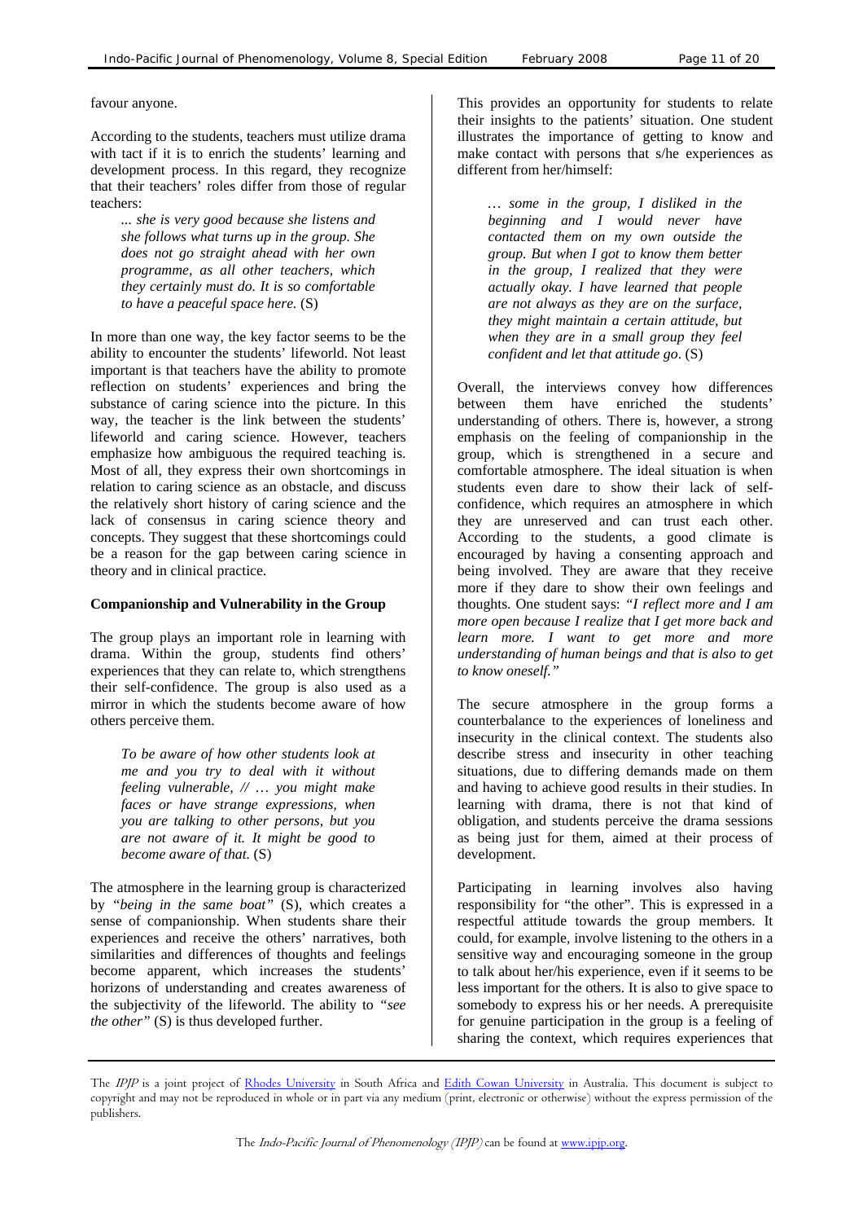favour anyone.

According to the students, teachers must utilize drama with tact if it is to enrich the students' learning and development process. In this regard, they recognize that their teachers' roles differ from those of regular teachers:

> *... she is very good because she listens and she follows what turns up in the group. She does not go straight ahead with her own programme, as all other teachers, which they certainly must do. It is so comfortable to have a peaceful space here.* (S)

In more than one way, the key factor seems to be the ability to encounter the students' lifeworld. Not least important is that teachers have the ability to promote reflection on students' experiences and bring the substance of caring science into the picture. In this way, the teacher is the link between the students' lifeworld and caring science. However, teachers emphasize how ambiguous the required teaching is. Most of all, they express their own shortcomings in relation to caring science as an obstacle, and discuss the relatively short history of caring science and the lack of consensus in caring science theory and concepts. They suggest that these shortcomings could be a reason for the gap between caring science in theory and in clinical practice.

**Companionship and Vulnerability in the Group**

The group plays an important role in learning with drama. Within the group, students find others' experiences that they can relate to, which strengthens their self-confidence. The group is also used as a mirror in which the students become aware of how others perceive them.

> *To be aware of how other students look at me and you try to deal with it without feeling vulnerable, // … you might make faces or have strange expressions, when you are talking to other persons, but you are not aware of it. It might be good to become aware of that.* (S)

The atmosphere in the learning group is characterized by *"being in the same boat"* (S), which creates a sense of companionship. When students share their experiences and receive the others' narratives, both similarities and differences of thoughts and feelings become apparent, which increases the students' horizons of understanding and creates awareness of the subjectivity of the lifeworld. The ability to *"see the other"* (S) is thus developed further.

This provides an opportunity for students to relate their insights to the patients' situation. One student illustrates the importance of getting to know and make contact with persons that s/he experiences as different from her/himself:

> *… some in the group, I disliked in the beginning and I would never have contacted them on my own outside the group. But when I got to know them better in the group, I realized that they were actually okay. I have learned that people are not always as they are on the surface, they might maintain a certain attitude, but when they are in a small group they feel confident and let that attitude go*. (S)

Overall, the interviews convey how differences between them have enriched the students' understanding of others. There is, however, a strong emphasis on the feeling of companionship in the group, which is strengthened in a secure and comfortable atmosphere. The ideal situation is when students even dare to show their lack of self-confidence, which requires an atmosphere in which they are unreserved and can trust each other. According to the students, a good climate is encouraged by having a consenting approach and being involved. They are aware that they receive more if they dare to show their own feelings and thoughts. One student says: *"I reflect more and I am more open because I realize that I get more back and learn more. I want to get more and more understanding of human beings and that is also to get to know oneself."*

The secure atmosphere in the group forms a counterbalance to the experiences of loneliness and insecurity in the clinical context. The students also describe stress and insecurity in other teaching situations, due to differing demands made on them and having to achieve good results in their studies. In learning with drama, there is not that kind of obligation, and students perceive the drama sessions as being just for them, aimed at their process of development.

Participating in learning involves also having responsibility for "the other". This is expressed in a respectful attitude towards the group members. It could, for example, involve listening to the others in a sensitive way and encouraging someone in the group to talk about her/his experience, even if it seems to be less important for the others. It is also to give space to somebody to express his or her needs. A prerequisite for genuine participation in the group is a feeling of sharing the context, which requires experiences that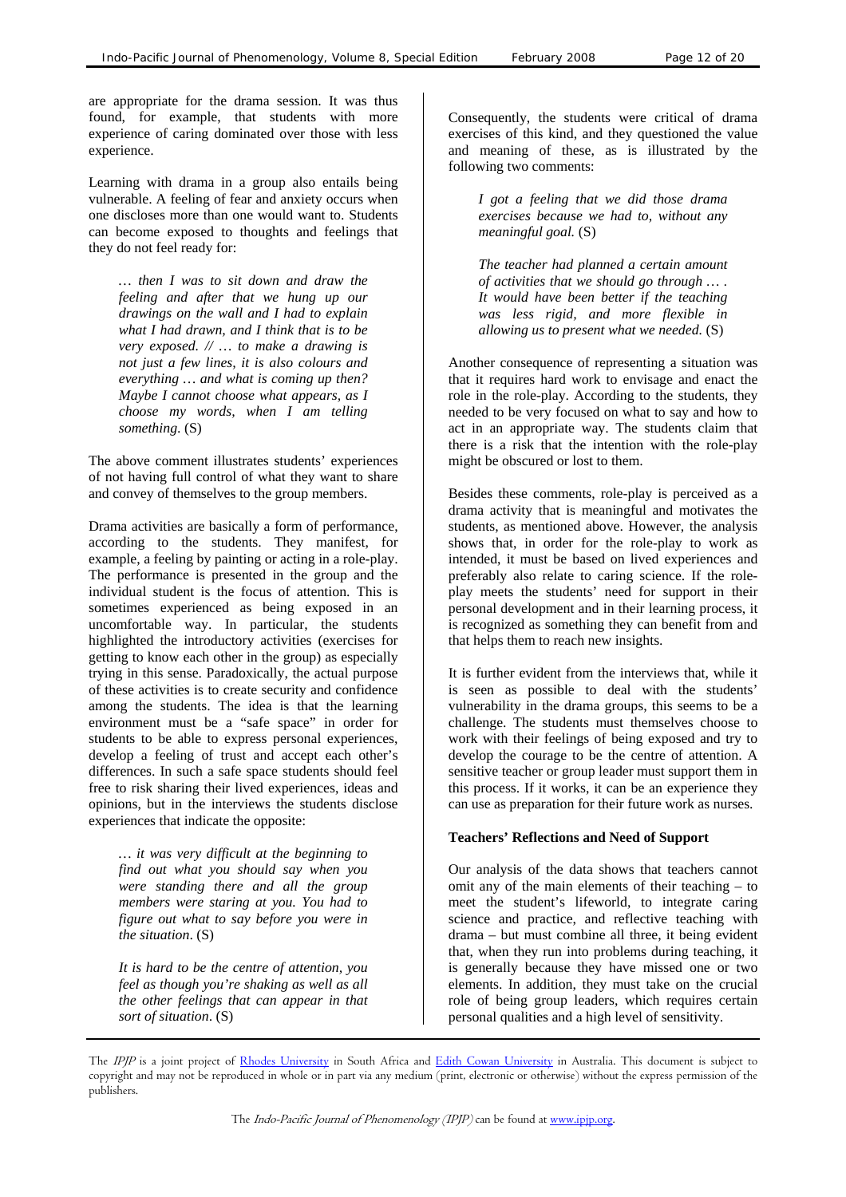are appropriate for the drama session. It was thus found, for example, that students with more experience of caring dominated over those with less experience.

Learning with drama in a group also entails being vulnerable. A feeling of fear and anxiety occurs when one discloses more than one would want to. Students can become exposed to thoughts and feelings that they do not feel ready for:

> *… then I was to sit down and draw the feeling and after that we hung up our drawings on the wall and I had to explain what I had drawn, and I think that is to be very exposed. // … to make a drawing is not just a few lines, it is also colours and everything … and what is coming up then? Maybe I cannot choose what appears, as I choose my words, when I am telling something.* (S)

The above comment illustrates students' experiences of not having full control of what they want to share and convey of themselves to the group members.

Drama activities are basically a form of performance, according to the students. They manifest, for example, a feeling by painting or acting in a role-play. The performance is presented in the group and the individual student is the focus of attention. This is sometimes experienced as being exposed in an uncomfortable way. In particular, the students highlighted the introductory activities (exercises for getting to know each other in the group) as especially trying in this sense. Paradoxically, the actual purpose of these activities is to create security and confidence among the students. The idea is that the learning environment must be a "safe space" in order for students to be able to express personal experiences, develop a feeling of trust and accept each other's differences. In such a safe space students should feel free to risk sharing their lived experiences, ideas and opinions, but in the interviews the students disclose experiences that indicate the opposite:

> *… it was very difficult at the beginning to find out what you should say when you were standing there and all the group members were staring at you. You had to figure out what to say before you were in the situation*. (S)

> *It is hard to be the centre of attention, you feel as though you're shaking as well as all the other feelings that can appear in that sort of situation*. (S)

Consequently, the students were critical of drama exercises of this kind, and they questioned the value and meaning of these, as is illustrated by the following two comments:

> *I got a feeling that we did those drama exercises because we had to, without any meaningful goal.* (S)

> *The teacher had planned a certain amount of activities that we should go through … . It would have been better if the teaching was less rigid, and more flexible in allowing us to present what we needed.* (S)

Another consequence of representing a situation was that it requires hard work to envisage and enact the role in the role-play. According to the students, they needed to be very focused on what to say and how to act in an appropriate way. The students claim that there is a risk that the intention with the role-play might be obscured or lost to them.

Besides these comments, role-play is perceived as a drama activity that is meaningful and motivates the students, as mentioned above. However, the analysis shows that, in order for the role-play to work as intended, it must be based on lived experiences and preferably also relate to caring science. If the role-play meets the students' need for support in their personal development and in their learning process, it is recognized as something they can benefit from and that helps them to reach new insights.

It is further evident from the interviews that, while it is seen as possible to deal with the students' vulnerability in the drama groups, this seems to be a challenge. The students must themselves choose to work with their feelings of being exposed and try to develop the courage to be the centre of attention. A sensitive teacher or group leader must support them in this process. If it works, it can be an experience they can use as preparation for their future work as nurses.

### Teachers' Reflections and Need of Support

Our analysis of the data shows that teachers cannot omit any of the main elements of their teaching – to meet the student's lifeworld, to integrate caring science and practice, and reflective teaching with drama – but must combine all three, it being evident that, when they run into problems during teaching, it is generally because they have missed one or two elements. In addition, they must take on the crucial role of being group leaders, which requires certain personal qualities and a high level of sensitivity.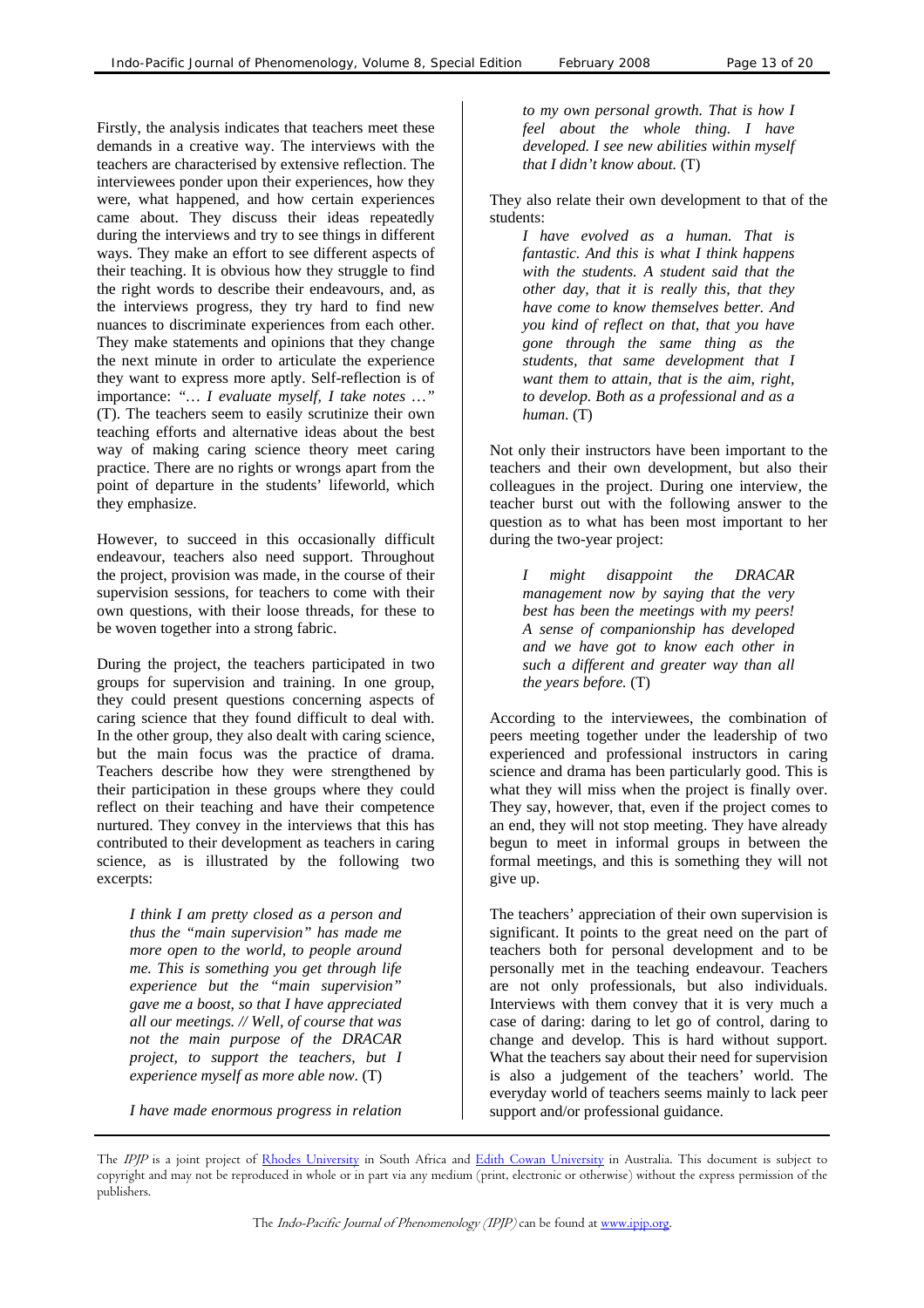Firstly, the analysis indicates that teachers meet these demands in a creative way. The interviews with the teachers are characterised by extensive reflection. The interviewees ponder upon their experiences, how they were, what happened, and how certain experiences came about. They discuss their ideas repeatedly during the interviews and try to see things in different ways. They make an effort to see different aspects of their teaching. It is obvious how they struggle to find the right words to describe their endeavours, and, as the interviews progress, they try hard to find new nuances to discriminate experiences from each other. They make statements and opinions that they change the next minute in order to articulate the experience they want to express more aptly. Self-reflection is of importance: *"… I evaluate myself, I take notes …"* (T). The teachers seem to easily scrutinize their own teaching efforts and alternative ideas about the best way of making caring science theory meet caring practice. There are no rights or wrongs apart from the point of departure in the students' lifeworld, which they emphasize.

However, to succeed in this occasionally difficult endeavour, teachers also need support. Throughout the project, provision was made, in the course of their supervision sessions, for teachers to come with their own questions, with their loose threads, for these to be woven together into a strong fabric.

During the project, the teachers participated in two groups for supervision and training. In one group, they could present questions concerning aspects of caring science that they found difficult to deal with. In the other group, they also dealt with caring science, but the main focus was the practice of drama. Teachers describe how they were strengthened by their participation in these groups where they could reflect on their teaching and have their competence nurtured. They convey in the interviews that this has contributed to their development as teachers in caring science, as is illustrated by the following two excerpts:

> *I think I am pretty closed as a person and thus the "main supervision" has made me more open to the world, to people around me. This is something you get through life experience but the "main supervision" gave me a boost, so that I have appreciated all our meetings. // Well, of course that was not the main purpose of the DRACAR project, to support the teachers, but I experience myself as more able now.* (T)

> *I have made enormous progress in relation to my own personal growth. That is how I feel about the whole thing. I have developed. I see new abilities within myself that I didn't know about.* (T)

They also relate their own development to that of the students:

> *I have evolved as a human. That is fantastic. And this is what I think happens with the students. A student said that the other day, that it is really this, that they have come to know themselves better. And you kind of reflect on that, that you have gone through the same thing as the students, that same development that I want them to attain, that is the aim, right, to develop. Both as a professional and as a human.* (T)

Not only their instructors have been important to the teachers and their own development, but also their colleagues in the project. During one interview, the teacher burst out with the following answer to the question as to what has been most important to her during the two-year project:

> *I might disappoint the DRACAR management now by saying that the very best has been the meetings with my peers! A sense of companionship has developed and we have got to know each other in such a different and greater way than all the years before.* (T)

According to the interviewees, the combination of peers meeting together under the leadership of two experienced and professional instructors in caring science and drama has been particularly good. This is what they will miss when the project is finally over. They say, however, that, even if the project comes to an end, they will not stop meeting. They have already begun to meet in informal groups in between the formal meetings, and this is something they will not give up.

The teachers' appreciation of their own supervision is significant. It points to the great need on the part of teachers both for personal development and to be personally met in the teaching endeavour. Teachers are not only professionals, but also individuals. Interviews with them convey that it is very much a case of daring: daring to let go of control, daring to change and develop. This is hard without support. What the teachers say about their need for supervision is also a judgement of the teachers' world. The everyday world of teachers seems mainly to lack peer support and/or professional guidance.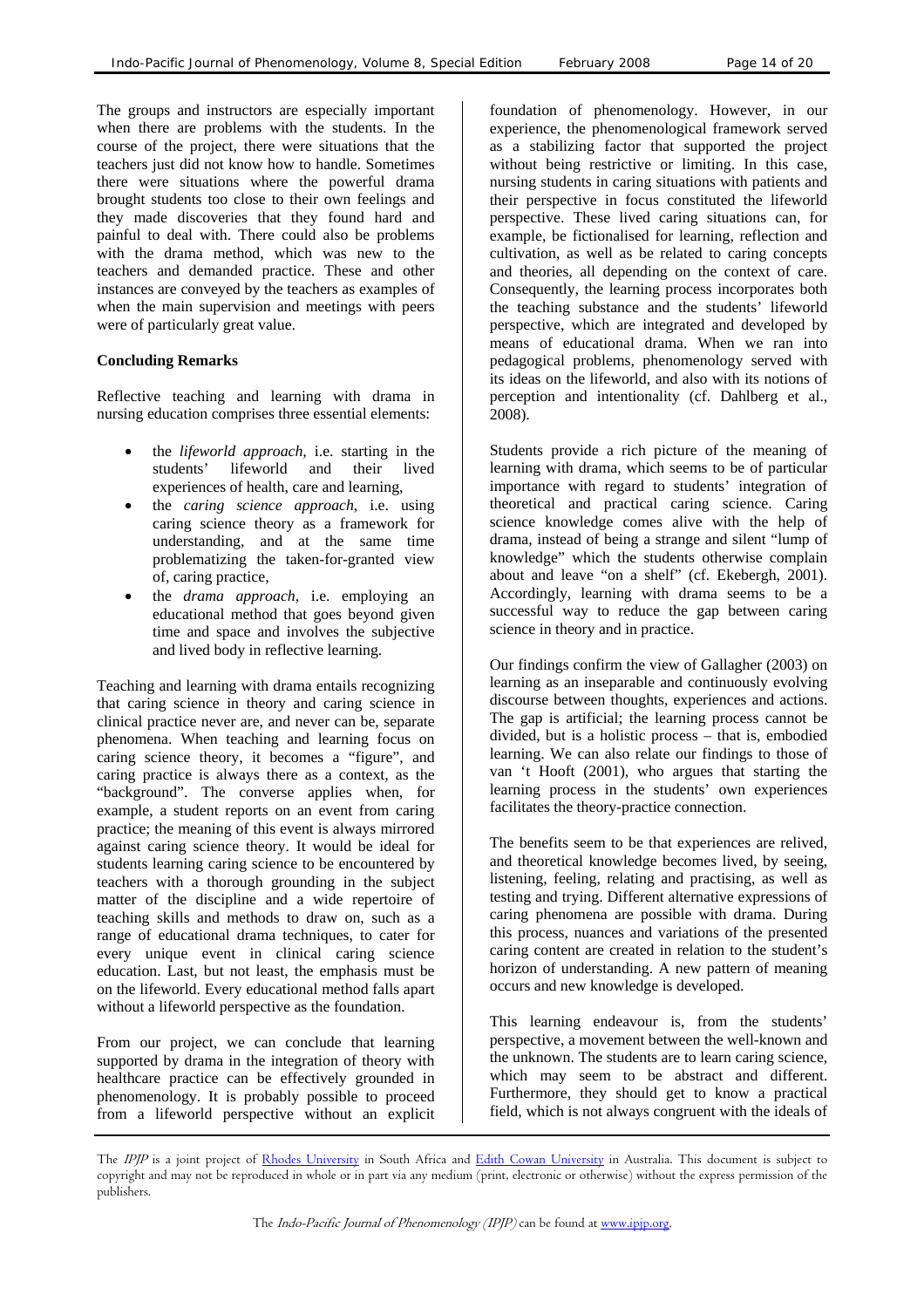The groups and instructors are especially important when there are problems with the students. In the course of the project, there were situations that the teachers just did not know how to handle. Sometimes there were situations where the powerful drama brought students too close to their own feelings and they made discoveries that they found hard and painful to deal with. There could also be problems with the drama method, which was new to the teachers and demanded practice. These and other instances are conveyed by the teachers as examples of when the main supervision and meetings with peers were of particularly great value.

**Concluding Remarks**

Reflective teaching and learning with drama in nursing education comprises three essential elements:

- the *lifeworld approach,* i.e. starting in the students' lifeworld and their lived experiences of health, care and learning,
- the *caring science approach*, i.e. using caring science theory as a framework for understanding, and at the same time problematizing the taken-for-granted view of, caring practice,
- the *drama approach*, i.e. employing an educational method that goes beyond given time and space and involves the subjective and lived body in reflective learning.

Teaching and learning with drama entails recognizing that caring science in theory and caring science in clinical practice never are, and never can be, separate phenomena. When teaching and learning focus on caring science theory, it becomes a "figure", and caring practice is always there as a context, as the "background". The converse applies when, for example, a student reports on an event from caring practice; the meaning of this event is always mirrored against caring science theory. It would be ideal for students learning caring science to be encountered by teachers with a thorough grounding in the subject matter of the discipline and a wide repertoire of teaching skills and methods to draw on, such as a range of educational drama techniques, to cater for every unique event in clinical caring science education. Last, but not least, the emphasis must be on the lifeworld. Every educational method falls apart without a lifeworld perspective as the foundation.

From our project, we can conclude that learning supported by drama in the integration of theory with healthcare practice can be effectively grounded in phenomenology. It is probably possible to proceed from a lifeworld perspective without an explicit foundation of phenomenology. However, in our experience, the phenomenological framework served as a stabilizing factor that supported the project without being restrictive or limiting. In this case, nursing students in caring situations with patients and their perspective in focus constituted the lifeworld perspective. These lived caring situations can, for example, be fictionalised for learning, reflection and cultivation, as well as be related to caring concepts and theories, all depending on the context of care. Consequently, the learning process incorporates both the teaching substance and the students' lifeworld perspective, which are integrated and developed by means of educational drama. When we ran into pedagogical problems, phenomenology served with its ideas on the lifeworld, and also with its notions of perception and intentionality (cf. Dahlberg et al., 2008).

Students provide a rich picture of the meaning of learning with drama, which seems to be of particular importance with regard to students' integration of theoretical and practical caring science. Caring science knowledge comes alive with the help of drama, instead of being a strange and silent "lump of knowledge" which the students otherwise complain about and leave "on a shelf" (cf. Ekebergh, 2001). Accordingly, learning with drama seems to be a successful way to reduce the gap between caring science in theory and in practice.

Our findings confirm the view of Gallagher (2003) on learning as an inseparable and continuously evolving discourse between thoughts, experiences and actions. The gap is artificial; the learning process cannot be divided, but is a holistic process – that is, embodied learning. We can also relate our findings to those of van 't Hooft (2001), who argues that starting the learning process in the students' own experiences facilitates the theory-practice connection.

The benefits seem to be that experiences are relived, and theoretical knowledge becomes lived, by seeing, listening, feeling, relating and practising, as well as testing and trying. Different alternative expressions of caring phenomena are possible with drama. During this process, nuances and variations of the presented caring content are created in relation to the student's horizon of understanding. A new pattern of meaning occurs and new knowledge is developed.

This learning endeavour is, from the students' perspective, a movement between the well-known and the unknown. The students are to learn caring science, which may seem to be abstract and different. Furthermore, they should get to know a practical field, which is not always congruent with the ideals of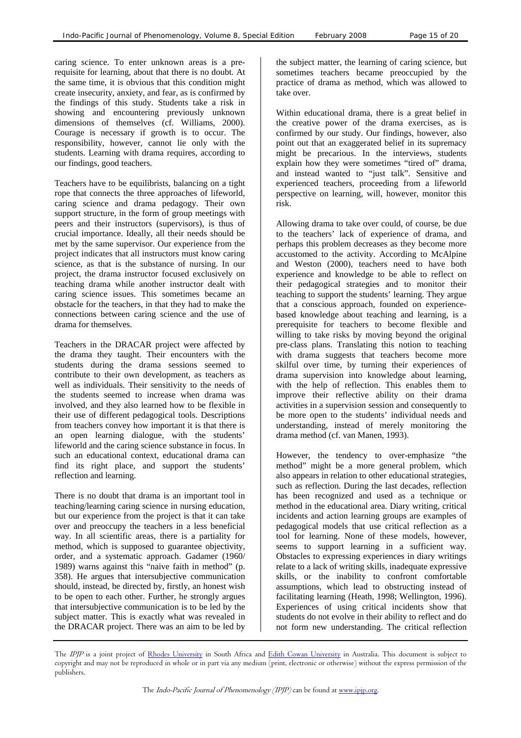caring science. To enter unknown areas is a prerequisite for learning, about that there is no doubt. At the same time, it is obvious that this condition might create insecurity, anxiety, and fear, as is confirmed by the findings of this study. Students take a risk in showing and encountering previously unknown dimensions of themselves (cf. Williams, 2000). Courage is necessary if growth is to occur. The responsibility, however, cannot lie only with the students. Learning with drama requires, according to our findings, good teachers.

Teachers have to be equilibrists, balancing on a tight rope that connects the three approaches of lifeworld, caring science and drama pedagogy. Their own support structure, in the form of group meetings with peers and their instructors (supervisors), is thus of crucial importance. Ideally, all their needs should be met by the same supervisor. Our experience from the project indicates that all instructors must know caring science, as that is the substance of nursing. In our project, the drama instructor focused exclusively on teaching drama while another instructor dealt with caring science issues. This sometimes became an obstacle for the teachers, in that they had to make the connections between caring science and the use of drama for themselves.

Teachers in the DRACAR project were affected by the drama they taught. Their encounters with the students during the drama sessions seemed to contribute to their own development, as teachers as well as individuals. Their sensitivity to the needs of the students seemed to increase when drama was involved, and they also learned how to be flexible in their use of different pedagogical tools. Descriptions from teachers convey how important it is that there is an open learning dialogue, with the students' lifeworld and the caring science substance in focus. In such an educational context, educational drama can find its right place, and support the students' reflection and learning.

There is no doubt that drama is an important tool in teaching/learning caring science in nursing education, but our experience from the project is that it can take over and preoccupy the teachers in a less beneficial way. In all scientific areas, there is a partiality for method, which is supposed to guarantee objectivity, order, and a systematic approach. Gadamer (1960/1989) warns against this "naive faith in method" (p. 358). He argues that intersubjective communication should, instead, be directed by, firstly, an honest wish to be open to each other. Further, he strongly argues that intersubjective communication is to be led by the subject matter. This is exactly what was revealed in the DRACAR project. There was an aim to be led by the subject matter, the learning of caring science, but sometimes teachers became preoccupied by the practice of drama as method, which was allowed to take over.

Within educational drama, there is a great belief in the creative power of the drama exercises, as is confirmed by our study. Our findings, however, also point out that an exaggerated belief in its supremacy might be precarious. In the interviews, students explain how they were sometimes "tired of" drama, and instead wanted to "just talk". Sensitive and experienced teachers, proceeding from a lifeworld perspective on learning, will, however, monitor this risk.

Allowing drama to take over could, of course, be due to the teachers' lack of experience of drama, and perhaps this problem decreases as they become more accustomed to the activity. According to McAlpine and Weston (2000), teachers need to have both experience and knowledge to be able to reflect on their pedagogical strategies and to monitor their teaching to support the students' learning. They argue that a conscious approach, founded on experience-based knowledge about teaching and learning, is a prerequisite for teachers to become flexible and willing to take risks by moving beyond the original pre-class plans. Translating this notion to teaching with drama suggests that teachers become more skilful over time, by turning their experiences of drama supervision into knowledge about learning, with the help of reflection. This enables them to improve their reflective ability on their drama activities in a supervision session and consequently to be more open to the students' individual needs and understanding, instead of merely monitoring the drama method (cf. van Manen, 1993).

However, the tendency to over-emphasize "the method" might be a more general problem, which also appears in relation to other educational strategies, such as reflection. During the last decades, reflection has been recognized and used as a technique or method in the educational area. Diary writing, critical incidents and action learning groups are examples of pedagogical models that use critical reflection as a tool for learning. None of these models, however, seems to support learning in a sufficient way. Obstacles to expressing experiences in diary writings relate to a lack of writing skills, inadequate expressive skills, or the inability to confront comfortable assumptions, which lead to obstructing instead of facilitating learning (Heath, 1998; Wellington, 1996). Experiences of using critical incidents show that students do not evolve in their ability to reflect and do not form new understanding. The critical reflection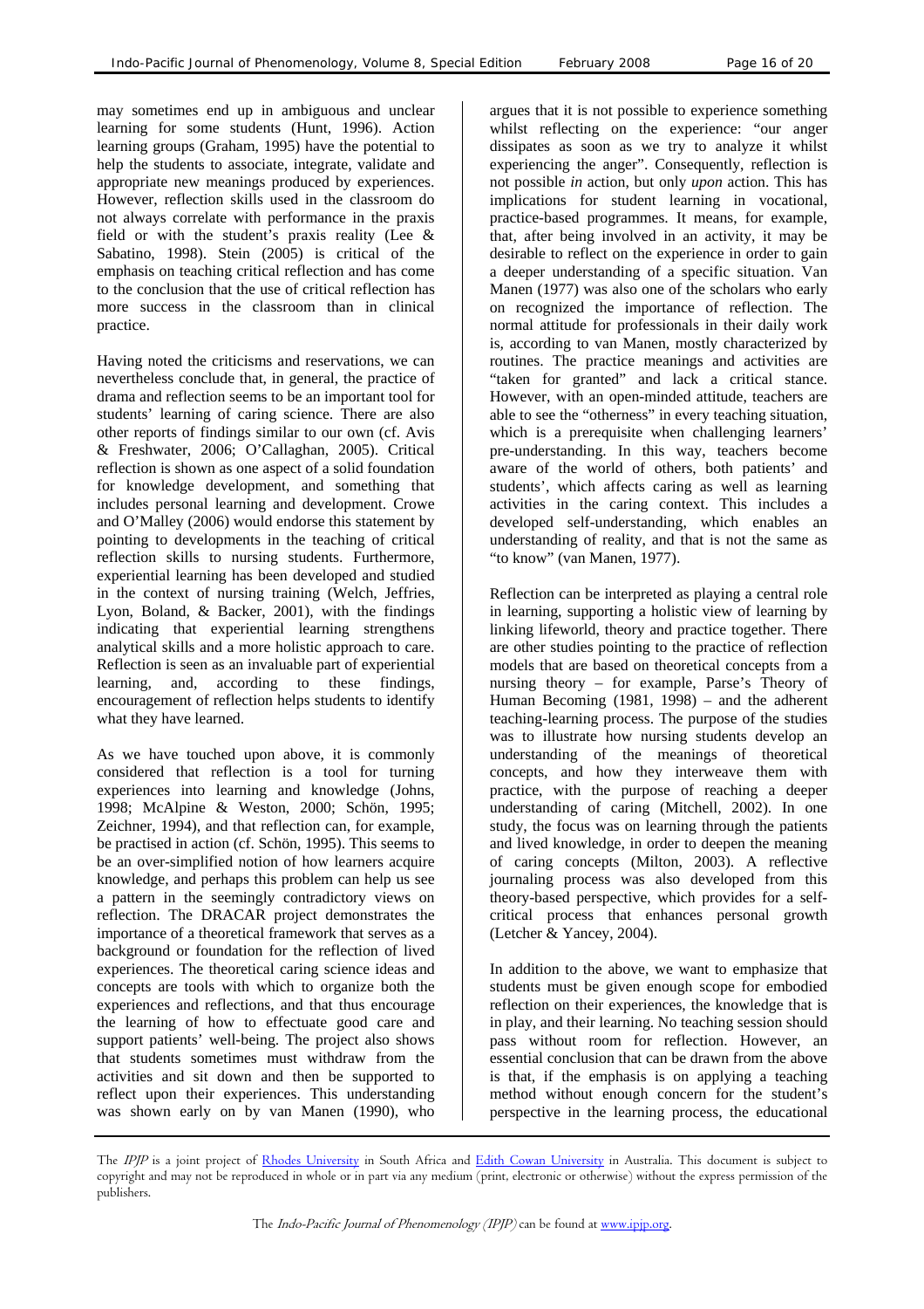may sometimes end up in ambiguous and unclear learning for some students (Hunt, 1996). Action learning groups (Graham, 1995) have the potential to help the students to associate, integrate, validate and appropriate new meanings produced by experiences. However, reflection skills used in the classroom do not always correlate with performance in the praxis field or with the student's praxis reality (Lee & Sabatino, 1998). Stein (2005) is critical of the emphasis on teaching critical reflection and has come to the conclusion that the use of critical reflection has more success in the classroom than in clinical practice.

Having noted the criticisms and reservations, we can nevertheless conclude that, in general, the practice of drama and reflection seems to be an important tool for students' learning of caring science. There are also other reports of findings similar to our own (cf. Avis & Freshwater, 2006; O'Callaghan, 2005). Critical reflection is shown as one aspect of a solid foundation for knowledge development, and something that includes personal learning and development. Crowe and O'Malley (2006) would endorse this statement by pointing to developments in the teaching of critical reflection skills to nursing students. Furthermore, experiential learning has been developed and studied in the context of nursing training (Welch, Jeffries, Lyon, Boland, & Backer, 2001), with the findings indicating that experiential learning strengthens analytical skills and a more holistic approach to care. Reflection is seen as an invaluable part of experiential learning, and, according to these findings, encouragement of reflection helps students to identify what they have learned.

As we have touched upon above, it is commonly considered that reflection is a tool for turning experiences into learning and knowledge (Johns, 1998; McAlpine & Weston, 2000; Schön, 1995; Zeichner, 1994), and that reflection can, for example, be practised in action (cf. Schön, 1995). This seems to be an over-simplified notion of how learners acquire knowledge, and perhaps this problem can help us see a pattern in the seemingly contradictory views on reflection. The DRACAR project demonstrates the importance of a theoretical framework that serves as a background or foundation for the reflection of lived experiences. The theoretical caring science ideas and concepts are tools with which to organize both the experiences and reflections, and that thus encourage the learning of how to effectuate good care and support patients' well-being. The project also shows that students sometimes must withdraw from the activities and sit down and then be supported to reflect upon their experiences. This understanding was shown early on by van Manen (1990), who argues that it is not possible to experience something whilst reflecting on the experience: "our anger dissipates as soon as we try to analyze it whilst experiencing the anger". Consequently, reflection is not possible *in* action, but only *upon* action. This has implications for student learning in vocational, practice-based programmes. It means, for example, that, after being involved in an activity, it may be desirable to reflect on the experience in order to gain a deeper understanding of a specific situation. Van Manen (1977) was also one of the scholars who early on recognized the importance of reflection. The normal attitude for professionals in their daily work is, according to van Manen, mostly characterized by routines. The practice meanings and activities are "taken for granted" and lack a critical stance. However, with an open-minded attitude, teachers are able to see the "otherness" in every teaching situation, which is a prerequisite when challenging learners' pre-understanding. In this way, teachers become aware of the world of others, both patients' and students', which affects caring as well as learning activities in the caring context. This includes a developed self-understanding, which enables an understanding of reality, and that is not the same as "to know" (van Manen, 1977).

Reflection can be interpreted as playing a central role in learning, supporting a holistic view of learning by linking lifeworld, theory and practice together. There are other studies pointing to the practice of reflection models that are based on theoretical concepts from a nursing theory – for example, Parse's Theory of Human Becoming (1981, 1998) – and the adherent teaching-learning process. The purpose of the studies was to illustrate how nursing students develop an understanding of the meanings of theoretical concepts, and how they interweave them with practice, with the purpose of reaching a deeper understanding of caring (Mitchell, 2002). In one study, the focus was on learning through the patients and lived knowledge, in order to deepen the meaning of caring concepts (Milton, 2003). A reflective journaling process was also developed from this theory-based perspective, which provides for a self-critical process that enhances personal growth (Letcher & Yancey, 2004).

In addition to the above, we want to emphasize that students must be given enough scope for embodied reflection on their experiences, the knowledge that is in play, and their learning. No teaching session should pass without room for reflection. However, an essential conclusion that can be drawn from the above is that, if the emphasis is on applying a teaching method without enough concern for the student's perspective in the learning process, the educational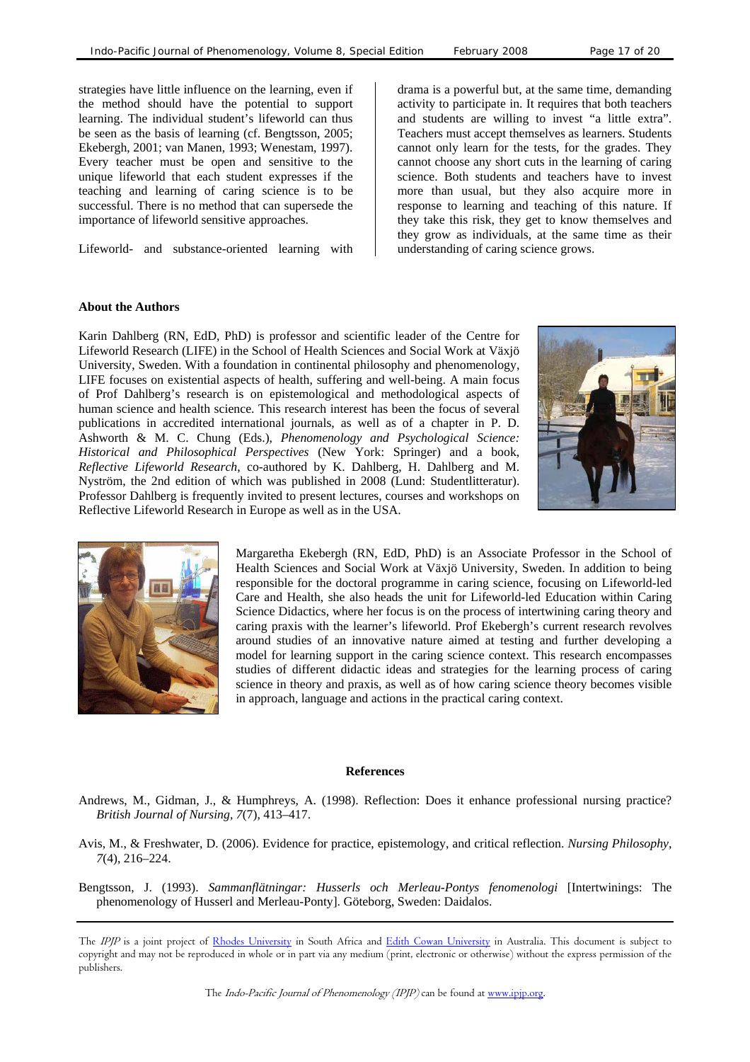strategies have little influence on the learning, even if the method should have the potential to support learning. The individual student's lifeworld can thus be seen as the basis of learning (cf. Bengtsson, 2005; Ekebergh, 2001; van Manen, 1993; Wenestam, 1997). Every teacher must be open and sensitive to the unique lifeworld that each student expresses if the teaching and learning of caring science is to be successful. There is no method that can supersede the importance of lifeworld sensitive approaches.

Lifeworld- and substance-oriented learning with drama is a powerful but, at the same time, demanding activity to participate in. It requires that both teachers and students are willing to invest "a little extra". Teachers must accept themselves as learners. Students cannot only learn for the tests, for the grades. They cannot choose any short cuts in the learning of caring science. Both students and teachers have to invest more than usual, but they also acquire more in response to learning and teaching of this nature. If they take this risk, they get to know themselves and they grow as individuals, at the same time as their understanding of caring science grows.

**About the Authors**

Karin Dahlberg (RN, EdD, PhD) is professor and scientific leader of the Centre for Lifeworld Research (LIFE) in the School of Health Sciences and Social Work at Växjö University, Sweden. With a foundation in continental philosophy and phenomenology, LIFE focuses on existential aspects of health, suffering and well-being. A main focus of Prof Dahlberg's research is on epistemological and methodological aspects of human science and health science. This research interest has been the focus of several publications in accredited international journals, as well as of a chapter in P. D. Ashworth & M. C. Chung (Eds.), *Phenomenology and Psychological Science: Historical and Philosophical Perspectives* (New York: Springer) and a book, *Reflective Lifeworld Research*, co-authored by K. Dahlberg, H. Dahlberg and M. Nyström, the 2nd edition of which was published in 2008 (Lund: Studentlitteratur). Professor Dahlberg is frequently invited to present lectures, courses and workshops on Reflective Lifeworld Research in Europe as well as in the USA.

Margaretha Ekebergh (RN, EdD, PhD) is an Associate Professor in the School of Health Sciences and Social Work at Växjö University, Sweden. In addition to being responsible for the doctoral programme in caring science, focusing on Lifeworld-led Care and Health, she also heads the unit for Lifeworld-led Education within Caring Science Didactics, where her focus is on the process of intertwining caring theory and caring praxis with the learner's lifeworld. Prof Ekebergh's current research revolves around studies of an innovative nature aimed at testing and further developing a model for learning support in the caring science context. This research encompasses studies of different didactic ideas and strategies for the learning process of caring science in theory and praxis, as well as of how caring science theory becomes visible in approach, language and actions in the practical caring context.

## References

Andrews, M., Gidman, J., & Humphreys, A. (1998). Reflection: Does it enhance professional nursing practice? *British Journal of Nursing, 7*(7), 413–417.

Avis, M., & Freshwater, D. (2006). Evidence for practice, epistemology, and critical reflection. *Nursing Philosophy, 7*(4), 216–224.

Bengtsson, J. (1993). *Sammanflätningar: Husserls och Merleau-Pontys fenomenologi* [Intertwinings: The phenomenology of Husserl and Merleau-Ponty]. Göteborg, Sweden: Daidalos.

The *IPJP* is a joint project of Rhodes University in South Africa and Edith Cowan University in Australia. This document is subject to copyright and may not be reproduced in whole or in part via any medium (print, electronic or otherwise) without the express permission of the publishers.

The *Indo-Pacific Journal of Phenomenology (IPJP)* can be found at www.ipjp.org.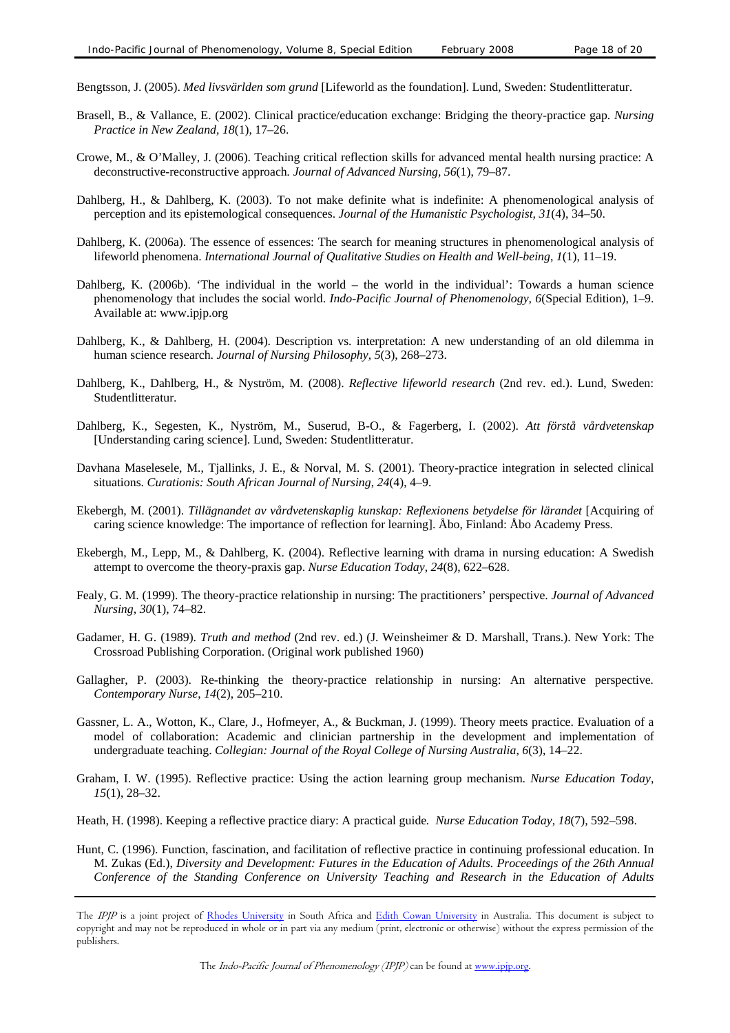Bengtsson, J. (2005). *Med livsvärlden som grund* [Lifeworld as the foundation]. Lund, Sweden: Studentlitteratur.

Brasell, B., & Vallance, E. (2002). Clinical practice/education exchange: Bridging the theory-practice gap. *Nursing Practice in New Zealand, 18*(1), 17–26.

Crowe, M., & O'Malley, J. (2006). Teaching critical reflection skills for advanced mental health nursing practice: A deconstructive-reconstructive approach. *Journal of Advanced Nursing, 56*(1), 79–87.

Dahlberg, H., & Dahlberg, K. (2003). To not make definite what is indefinite: A phenomenological analysis of perception and its epistemological consequences. *Journal of the Humanistic Psychologist, 31*(4), 34–50.

Dahlberg, K. (2006a). The essence of essences: The search for meaning structures in phenomenological analysis of lifeworld phenomena. *International Journal of Qualitative Studies on Health and Well-being, 1*(1), 11–19.

Dahlberg, K. (2006b). 'The individual in the world – the world in the individual': Towards a human science phenomenology that includes the social world. *Indo-Pacific Journal of Phenomenology, 6*(Special Edition), 1–9. Available at: www.ipjp.org

Dahlberg, K., & Dahlberg, H. (2004). Description vs. interpretation: A new understanding of an old dilemma in human science research. *Journal of Nursing Philosophy, 5*(3), 268–273.

Dahlberg, K., Dahlberg, H., & Nyström, M. (2008). *Reflective lifeworld research* (2nd rev. ed.). Lund, Sweden: Studentlitteratur.

Dahlberg, K., Segesten, K., Nyström, M., Suserud, B-O., & Fagerberg, I. (2002). *Att förstå vårdvetenskap* [Understanding caring science]. Lund, Sweden: Studentlitteratur.

Davhana Maselesele, M., Tjallinks, J. E., & Norval, M. S. (2001). Theory-practice integration in selected clinical situations. *Curationis: South African Journal of Nursing, 24*(4), 4–9.

Ekebergh, M. (2001). *Tillägnandet av vårdvetenskaplig kunskap: Reflexionens betydelse för lärandet* [Acquiring of caring science knowledge: The importance of reflection for learning]. Åbo, Finland: Åbo Academy Press.

Ekebergh, M., Lepp, M., & Dahlberg, K. (2004). Reflective learning with drama in nursing education: A Swedish attempt to overcome the theory-praxis gap. *Nurse Education Today, 24*(8), 622–628.

Fealy, G. M. (1999). The theory-practice relationship in nursing: The practitioners' perspective. *Journal of Advanced Nursing, 30*(1), 74–82.

Gadamer, H. G. (1989). *Truth and method* (2nd rev. ed.) (J. Weinsheimer & D. Marshall, Trans.). New York: The Crossroad Publishing Corporation. (Original work published 1960)

Gallagher, P. (2003). Re-thinking the theory-practice relationship in nursing: An alternative perspective. *Contemporary Nurse, 14*(2), 205–210.

Gassner, L. A., Wotton, K., Clare, J., Hofmeyer, A., & Buckman, J. (1999). Theory meets practice. Evaluation of a model of collaboration: Academic and clinician partnership in the development and implementation of undergraduate teaching. *Collegian: Journal of the Royal College of Nursing Australia, 6*(3), 14–22.

Graham, I. W. (1995). Reflective practice: Using the action learning group mechanism. *Nurse Education Today, 15*(1), 28–32.

Heath, H. (1998). Keeping a reflective practice diary: A practical guide. *Nurse Education Today, 18*(7), 592–598.

Hunt, C. (1996). Function, fascination, and facilitation of reflective practice in continuing professional education. In M. Zukas (Ed.), *Diversity and Development: Futures in the Education of Adults. Proceedings of the 26th Annual Conference of the Standing Conference on University Teaching and Research in the Education of Adults*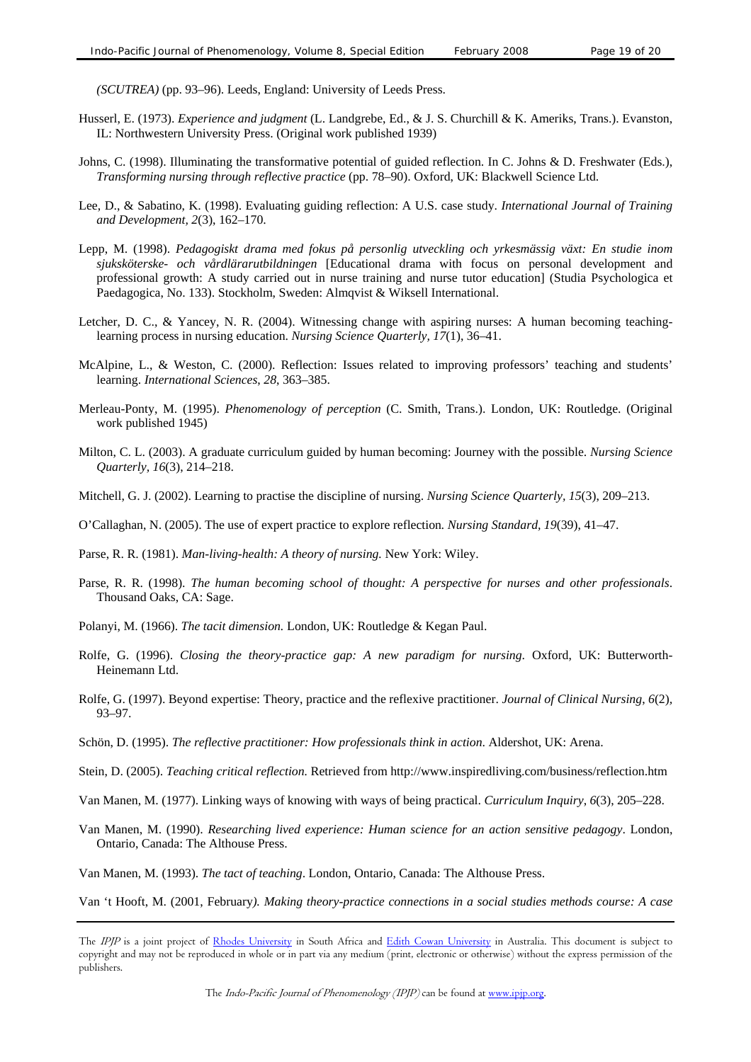*(SCUTREA)* (pp. 93–96). Leeds, England: University of Leeds Press.

Husserl, E. (1973). *Experience and judgment* (L. Landgrebe, Ed., & J. S. Churchill & K. Ameriks, Trans.). Evanston, IL: Northwestern University Press. (Original work published 1939)

Johns, C. (1998). Illuminating the transformative potential of guided reflection. In C. Johns & D. Freshwater (Eds.), *Transforming nursing through reflective practice* (pp. 78–90). Oxford, UK: Blackwell Science Ltd.

Lee, D., & Sabatino, K. (1998). Evaluating guiding reflection: A U.S. case study. *International Journal of Training and Development, 2*(3), 162–170.

Lepp, M. (1998). *Pedagogiskt drama med fokus på personlig utveckling och yrkesmässig växt: En studie inom sjuksköterske- och vårdlärarutbildningen* [Educational drama with focus on personal development and professional growth: A study carried out in nurse training and nurse tutor education] (Studia Psychologica et Paedagogica, No. 133). Stockholm, Sweden: Almqvist & Wiksell International.

Letcher, D. C., & Yancey, N. R. (2004). Witnessing change with aspiring nurses: A human becoming teaching-learning process in nursing education. *Nursing Science Quarterly, 17*(1), 36–41.

McAlpine, L., & Weston, C. (2000). Reflection: Issues related to improving professors' teaching and students' learning. *International Sciences, 28*, 363–385.

Merleau-Ponty, M. (1995). *Phenomenology of perception* (C. Smith, Trans.). London, UK: Routledge. (Original work published 1945)

Milton, C. L. (2003). A graduate curriculum guided by human becoming: Journey with the possible. *Nursing Science Quarterly, 16*(3), 214–218.

Mitchell, G. J. (2002). Learning to practise the discipline of nursing. *Nursing Science Quarterly, 15*(3), 209–213.

O'Callaghan, N. (2005). The use of expert practice to explore reflection. *Nursing Standard, 19*(39), 41–47.

Parse, R. R. (1981). *Man-living-health: A theory of nursing.* New York: Wiley.

Parse, R. R. (1998). *The human becoming school of thought: A perspective for nurses and other professionals*. Thousand Oaks, CA: Sage.

Polanyi, M. (1966). *The tacit dimension.* London, UK: Routledge & Kegan Paul.

Rolfe, G. (1996). *Closing the theory-practice gap: A new paradigm for nursing*. Oxford, UK: Butterworth-Heinemann Ltd.

Rolfe, G. (1997). Beyond expertise: Theory, practice and the reflexive practitioner. *Journal of Clinical Nursing, 6*(2), 93–97.

Schön, D. (1995). *The reflective practitioner: How professionals think in action*. Aldershot, UK: Arena.

Stein, D. (2005). *Teaching critical reflection.* Retrieved from http://www.inspiredliving.com/business/reflection.htm

Van Manen, M. (1977). Linking ways of knowing with ways of being practical. *Curriculum Inquiry, 6*(3), 205–228.

Van Manen, M. (1990). *Researching lived experience: Human science for an action sensitive pedagogy*. London, Ontario, Canada: The Althouse Press.

Van Manen, M. (1993). *The tact of teaching*. London, Ontario, Canada: The Althouse Press.

Van 't Hooft, M. (2001, February). *Making theory-practice connections in a social studies methods course: A case*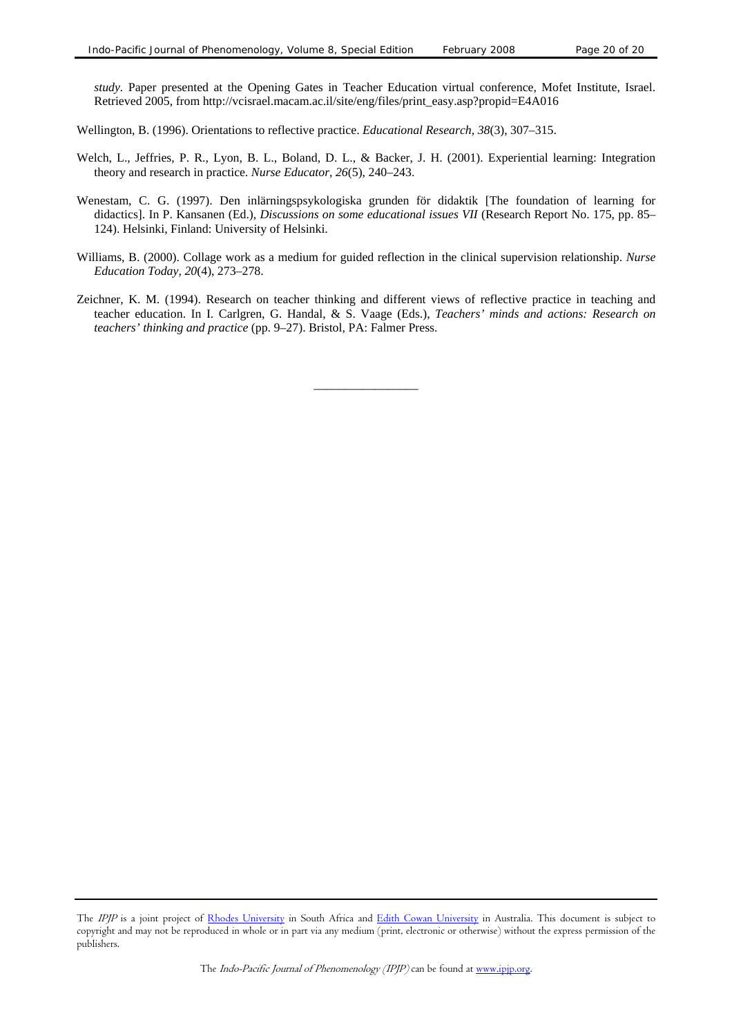*study*. Paper presented at the Opening Gates in Teacher Education virtual conference, Mofet Institute, Israel. Retrieved 2005, from http://vcisrael.macam.ac.il/site/eng/files/print_easy.asp?propid=E4A016

Wellington, B. (1996). Orientations to reflective practice. *Educational Research*, *38*(3), 307–315.

Welch, L., Jeffries, P. R., Lyon, B. L., Boland, D. L., & Backer, J. H. (2001). Experiential learning: Integration theory and research in practice. *Nurse Educator*, *26*(5), 240–243.

Wenestam, C. G. (1997). Den inlärningspsykologiska grunden för didaktik [The foundation of learning for didactics]. In P. Kansanen (Ed.), *Discussions on some educational issues VII* (Research Report No. 175, pp. 85–124). Helsinki, Finland: University of Helsinki.

Williams, B. (2000). Collage work as a medium for guided reflection in the clinical supervision relationship. *Nurse Education Today, 20*(4), 273–278.

Zeichner, K. M. (1994). Research on teacher thinking and different views of reflective practice in teaching and teacher education. In I. Carlgren, G. Handal, & S. Vaage (Eds.), *Teachers' minds and actions: Research on teachers' thinking and practice* (pp. 9–27). Bristol, PA: Falmer Press.

---

The *IPJP* is a joint project of Rhodes University in South Africa and Edith Cowan University in Australia. This document is subject to copyright and may not be reproduced in whole or in part via any medium (print, electronic or otherwise) without the express permission of the publishers.

The *Indo-Pacific Journal of Phenomenology (IPJP)* can be found at www.ipjp.org.